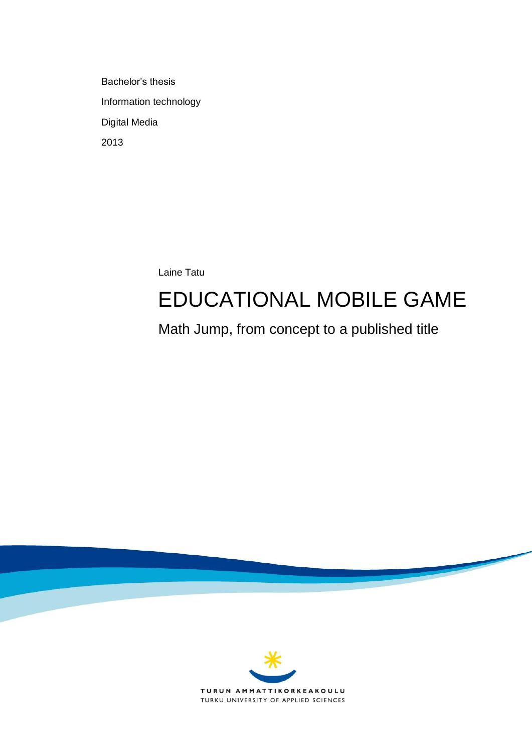Bachelor's thesis

Information technology

Digital Media

2013

Laine Tatu

# EDUCATIONAL MOBILE GAME

## Math Jump, from concept to a published title

TURUN AMMATTIKORKEAKOULU

TURKU UNIVERSITY OF APPLIED SCIENCES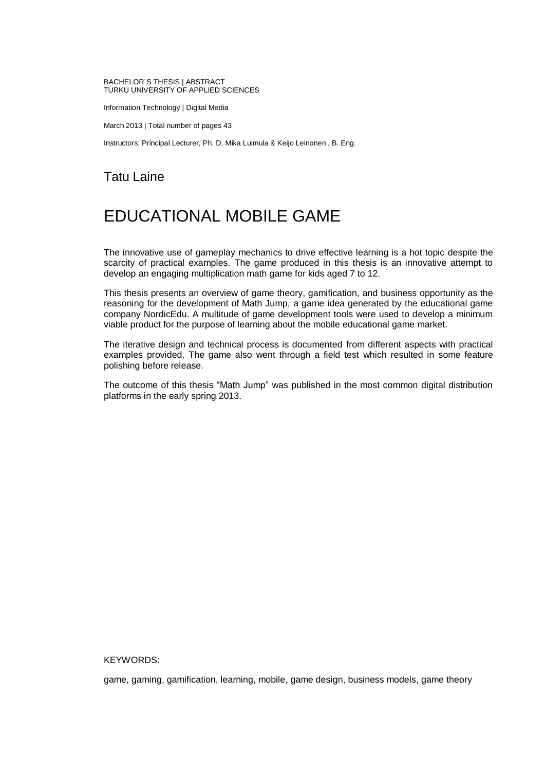BACHELOR´S THESIS | ABSTRACT
TURKU UNIVERSITY OF APPLIED SCIENCES

Information Technology | Digital Media

March 2013 | Total number of pages 43

Instructors: Principal Lecturer, Ph. D. Mika Luimula & Keijo Leinonen , B. Eng.

## Tatu Laine

# EDUCATIONAL MOBILE GAME

The innovative use of gameplay mechanics to drive effective learning is a hot topic despite the scarcity of practical examples. The game produced in this thesis is an innovative attempt to develop an engaging multiplication math game for kids aged 7 to 12.

This thesis presents an overview of game theory, gamification, and business opportunity as the reasoning for the development of Math Jump, a game idea generated by the educational game company NordicEdu. A multitude of game development tools were used to develop a minimum viable product for the purpose of learning about the mobile educational game market.

The iterative design and technical process is documented from different aspects with practical examples provided. The game also went through a field test which resulted in some feature polishing before release.

The outcome of this thesis "Math Jump" was published in the most common digital distribution platforms in the early spring 2013.

KEYWORDS:

game, gaming, gamification, learning, mobile, game design, business models, game theory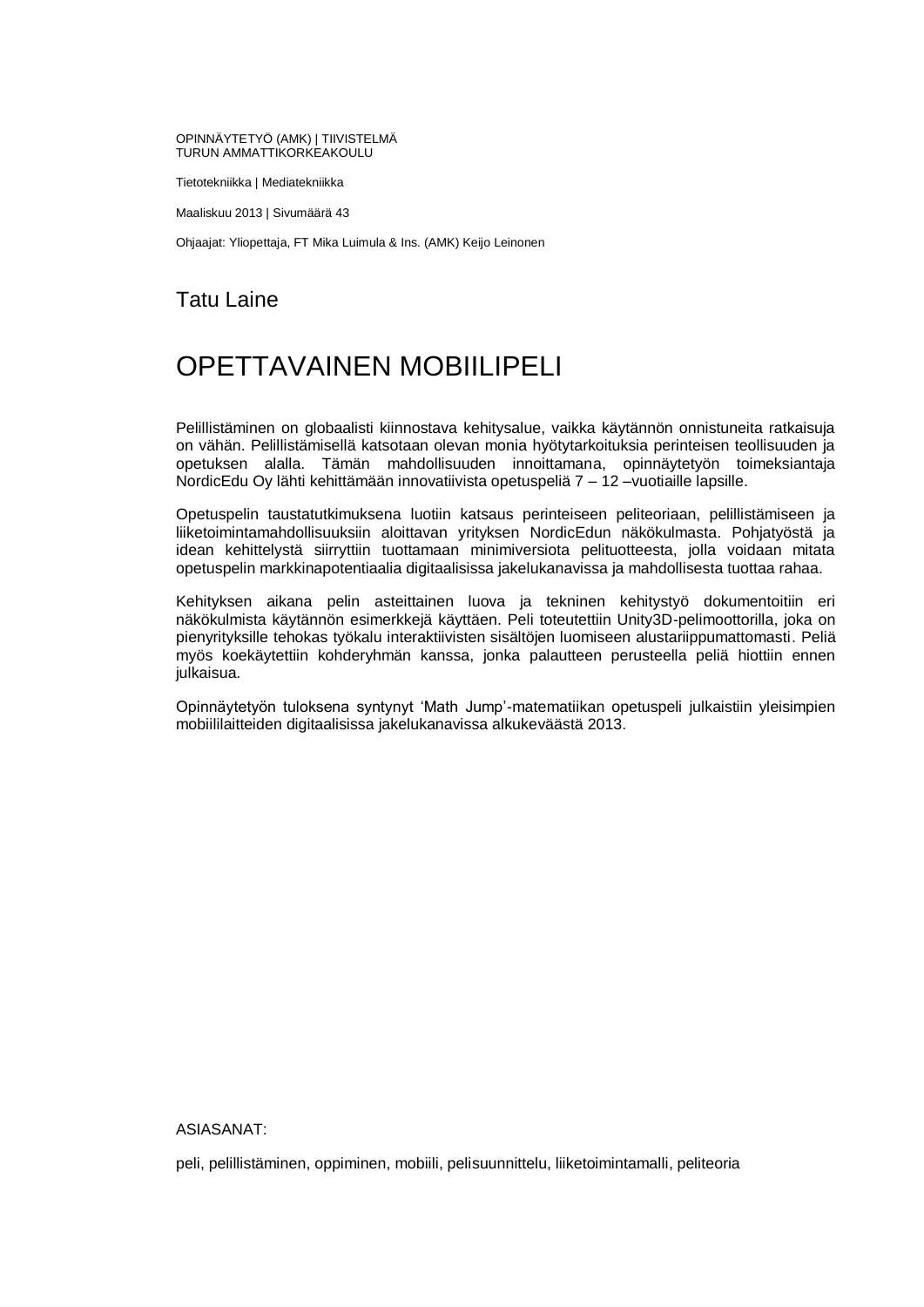OPINNÄYTETYÖ (AMK) | TIIVISTELMÄ
TURUN AMMATTIKORKEAKOULU

Tietotekniikka | Mediatekniikka

Maaliskuu 2013 | Sivumäärä 43

Ohjaajat: Yliopettaja, FT Mika Luimula & Ins. (AMK) Keijo Leinonen

Tatu Laine

# OPETTAVAINEN MOBIILIPELI

Pelillistäminen on globaalisti kiinnostava kehitysalue, vaikka käytännön onnistuneita ratkaisuja on vähän. Pelillistämisellä katsotaan olevan monia hyötytarkoituksia perinteisen teollisuuden ja opetuksen alalla. Tämän mahdollisuuden innoittamana, opinnäytetyön toimeksiantaja NordicEdu Oy lähti kehittämään innovatiivista opetuspeliä 7 – 12 –vuotiaille lapsille.

Opetuspelin taustatutkimuksena luotiin katsaus perinteiseen peliteoriaan, pelillistämiseen ja liiketoimintamahdollisuuksiin aloittavan yrityksen NordicEdun näkökulmasta. Pohjatyöstä ja idean kehittelystä siirryttiin tuottamaan minimiversiota pelituotteesta, jolla voidaan mitata opetuspelin markkinapotentiaalia digitaalisissa jakelukanavissa ja mahdollisesta tuottaa rahaa.

Kehityksen aikana pelin asteittainen luova ja tekninen kehitystyö dokumentoitiin eri näkökulmista käytännön esimerkkejä käyttäen. Peli toteutettiin Unity3D-pelimoottorilla, joka on pienyrityksille tehokas työkalu interaktiivisten sisältöjen luomiseen alustariippumattomasti. Peliä myös koekäytettiin kohderyhmän kanssa, jonka palautteen perusteella peliä hiottiin ennen julkaisua.

Opinnäytetyön tuloksena syntynyt ‘Math Jump’-matematiikan opetuspeli julkaistiin yleisimpien mobiililaitteiden digitaalisissa jakelukanavissa alkukeväästä 2013.

ASIASANAT:

peli, pelillistäminen, oppiminen, mobiili, pelisuunnittelu, liiketoimintamalli, peliteoria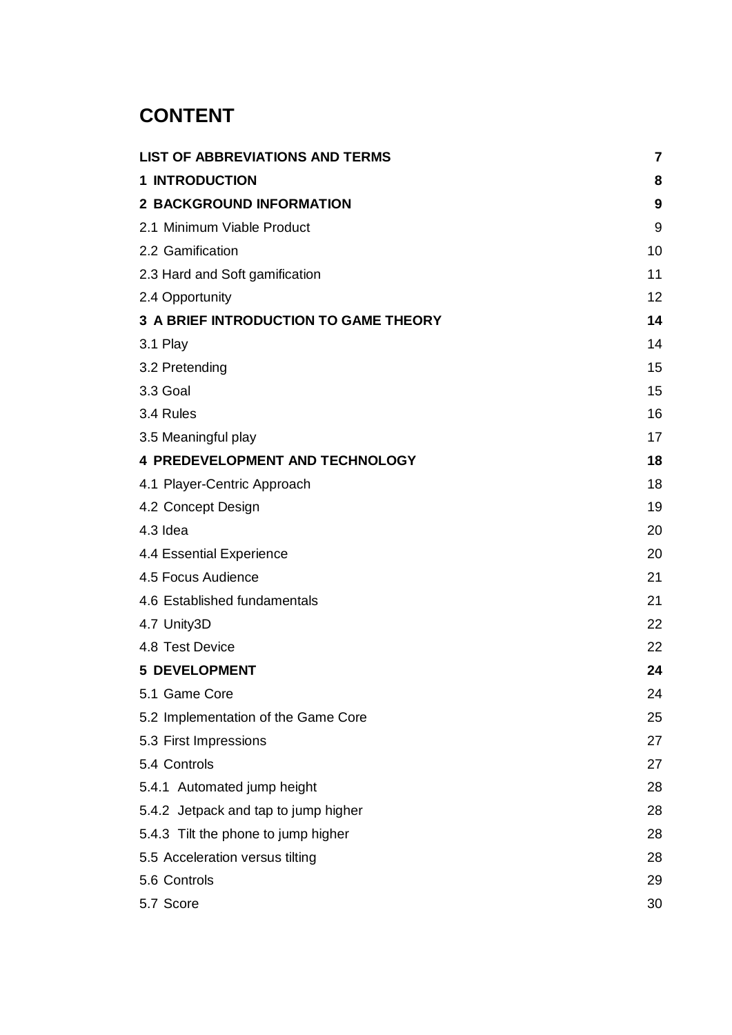# CONTENT

| | |
|---|---|
| **LIST OF ABBREVIATIONS AND TERMS** | **7** |
| **1 INTRODUCTION** | **8** |
| **2 BACKGROUND INFORMATION** | **9** |
| 2.1 Minimum Viable Product | 9 |
| 2.2 Gamification | 10 |
| 2.3 Hard and Soft gamification | 11 |
| 2.4 Opportunity | 12 |
| **3 A BRIEF INTRODUCTION TO GAME THEORY** | **14** |
| 3.1 Play | 14 |
| 3.2 Pretending | 15 |
| 3.3 Goal | 15 |
| 3.4 Rules | 16 |
| 3.5 Meaningful play | 17 |
| **4 PREDEVELOPMENT AND TECHNOLOGY** | **18** |
| 4.1 Player-Centric Approach | 18 |
| 4.2 Concept Design | 19 |
| 4.3 Idea | 20 |
| 4.4 Essential Experience | 20 |
| 4.5 Focus Audience | 21 |
| 4.6 Established fundamentals | 21 |
| 4.7 Unity3D | 22 |
| 4.8 Test Device | 22 |
| **5 DEVELOPMENT** | **24** |
| 5.1 Game Core | 24 |
| 5.2 Implementation of the Game Core | 25 |
| 5.3 First Impressions | 27 |
| 5.4 Controls | 27 |
| 5.4.1 Automated jump height | 28 |
| 5.4.2 Jetpack and tap to jump higher | 28 |
| 5.4.3 Tilt the phone to jump higher | 28 |
| 5.5 Acceleration versus tilting | 28 |
| 5.6 Controls | 29 |
| 5.7 Score | 30 |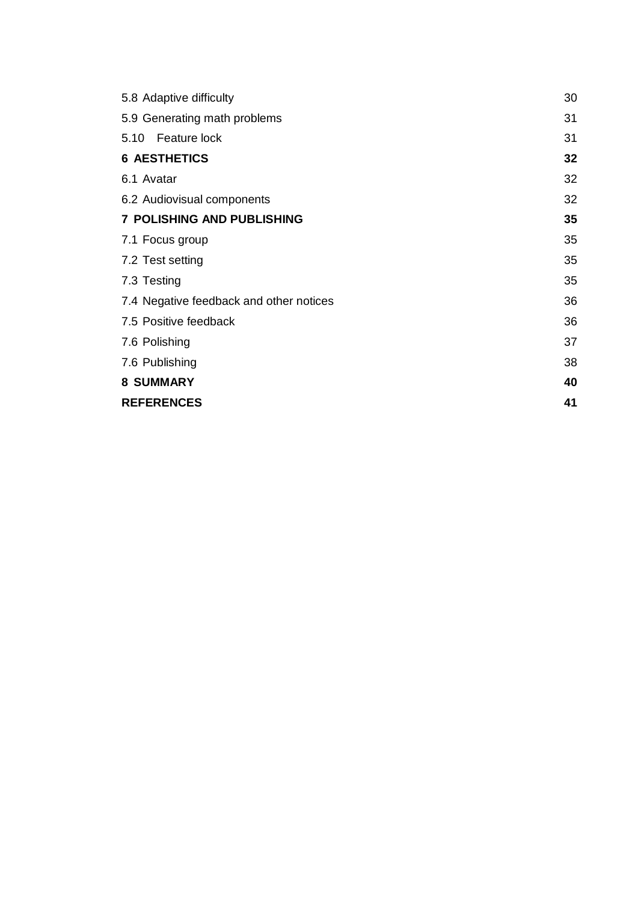5.8 Adaptive difficulty 30

5.9 Generating math problems 31

5.10 Feature lock 31

**6 AESTHETICS 32**

6.1 Avatar 32

6.2 Audiovisual components 32

**7 POLISHING AND PUBLISHING 35**

7.1 Focus group 35

7.2 Test setting 35

7.3 Testing 35

7.4 Negative feedback and other notices 36

7.5 Positive feedback 36

7.6 Polishing 37

7.6 Publishing 38

**8 SUMMARY 40**

**REFERENCES 41**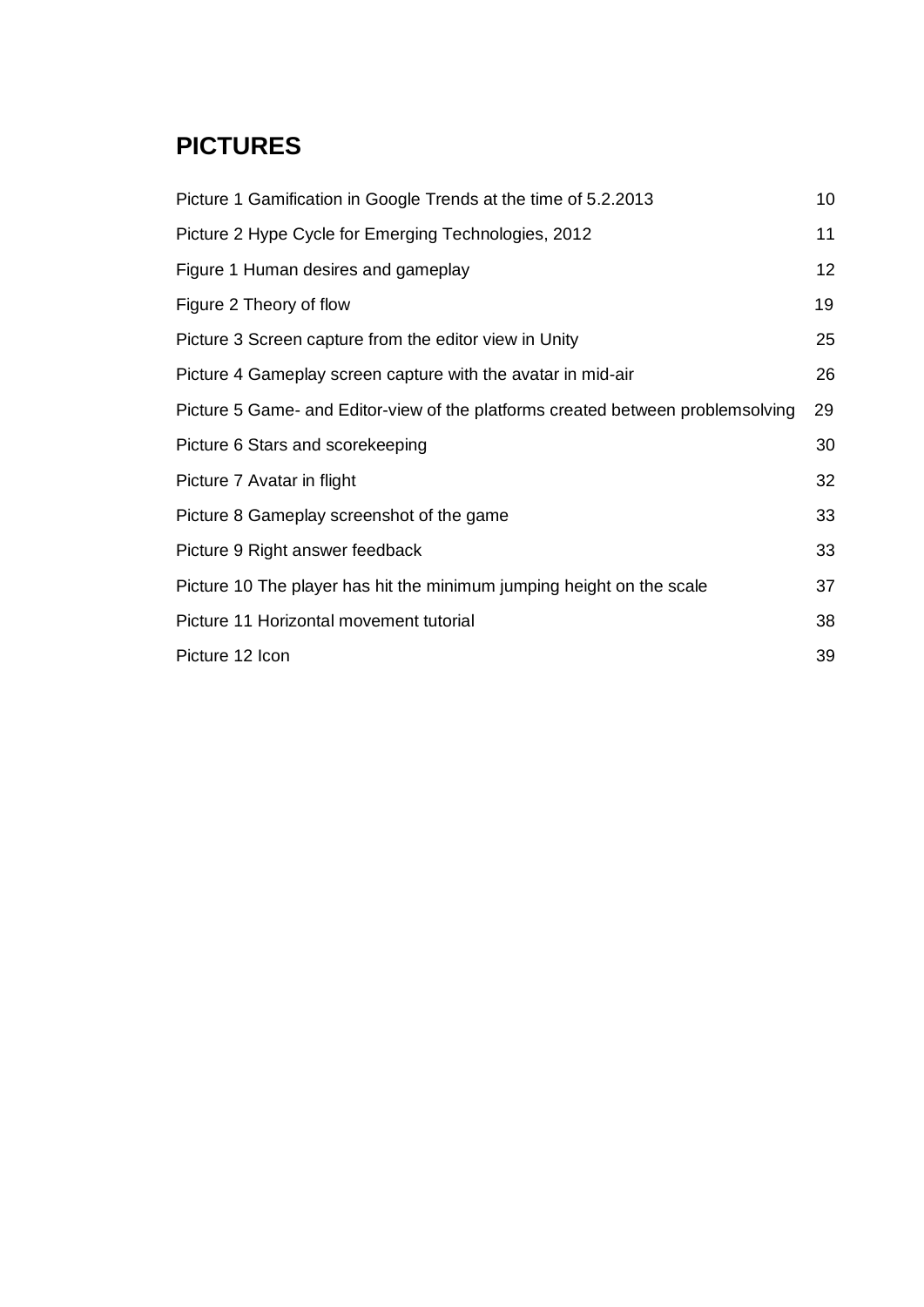## PICTURES

| | |
|---|---|
| Picture 1 Gamification in Google Trends at the time of 5.2.2013 | 10 |
| Picture 2 Hype Cycle for Emerging Technologies, 2012 | 11 |
| Figure 1 Human desires and gameplay | 12 |
| Figure 2 Theory of flow | 19 |
| Picture 3 Screen capture from the editor view in Unity | 25 |
| Picture 4 Gameplay screen capture with the avatar in mid-air | 26 |
| Picture 5 Game- and Editor-view of the platforms created between problemsolving | 29 |
| Picture 6 Stars and scorekeeping | 30 |
| Picture 7 Avatar in flight | 32 |
| Picture 8 Gameplay screenshot of the game | 33 |
| Picture 9 Right answer feedback | 33 |
| Picture 10 The player has hit the minimum jumping height on the scale | 37 |
| Picture 11 Horizontal movement tutorial | 38 |
| Picture 12 Icon | 39 |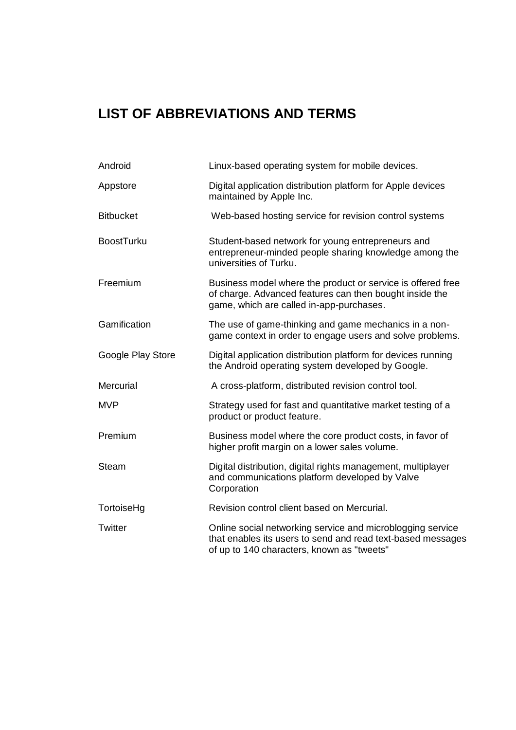# LIST OF ABBREVIATIONS AND TERMS

| | |
|---|---|
| Android | Linux-based operating system for mobile devices. |
| Appstore | Digital application distribution platform for Apple devices maintained by Apple Inc. |
| Bitbucket | Web-based hosting service for revision control systems |
| BoostTurku | Student-based network for young entrepreneurs and entrepreneur-minded people sharing knowledge among the universities of Turku. |
| Freemium | Business model where the product or service is offered free of charge. Advanced features can then bought inside the game, which are called in-app-purchases. |
| Gamification | The use of game-thinking and game mechanics in a non-game context in order to engage users and solve problems. |
| Google Play Store | Digital application distribution platform for devices running the Android operating system developed by Google. |
| Mercurial | A cross-platform, distributed revision control tool. |
| MVP | Strategy used for fast and quantitative market testing of a product or product feature. |
| Premium | Business model where the core product costs, in favor of higher profit margin on a lower sales volume. |
| Steam | Digital distribution, digital rights management, multiplayer and communications platform developed by Valve Corporation |
| TortoiseHg | Revision control client based on Mercurial. |
| Twitter | Online social networking service and microblogging service that enables its users to send and read text-based messages of up to 140 characters, known as "tweets" |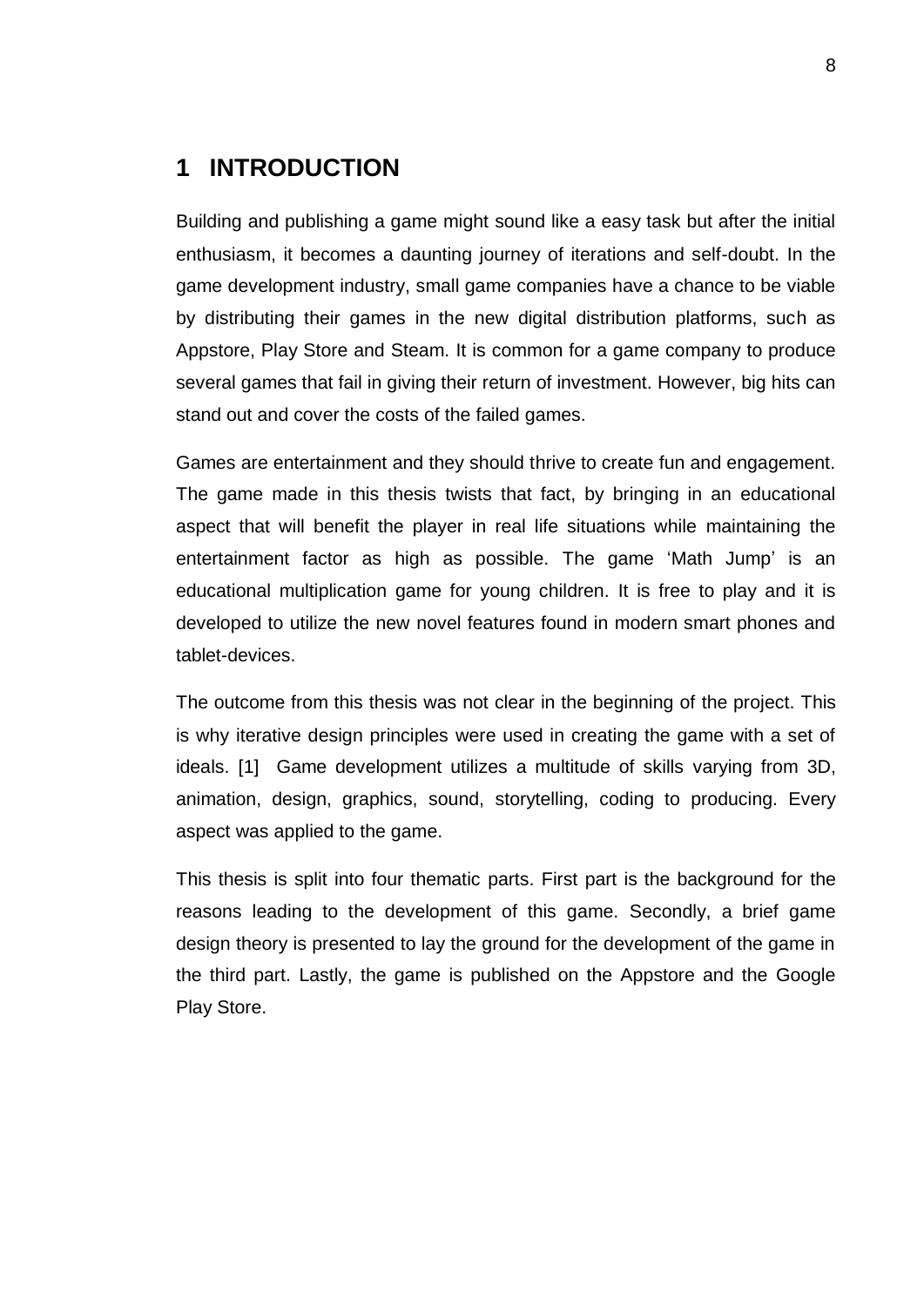# 1 INTRODUCTION

Building and publishing a game might sound like a easy task but after the initial enthusiasm, it becomes a daunting journey of iterations and self-doubt. In the game development industry, small game companies have a chance to be viable by distributing their games in the new digital distribution platforms, such as Appstore, Play Store and Steam. It is common for a game company to produce several games that fail in giving their return of investment. However, big hits can stand out and cover the costs of the failed games.

Games are entertainment and they should thrive to create fun and engagement. The game made in this thesis twists that fact, by bringing in an educational aspect that will benefit the player in real life situations while maintaining the entertainment factor as high as possible. The game 'Math Jump' is an educational multiplication game for young children. It is free to play and it is developed to utilize the new novel features found in modern smart phones and tablet-devices.

The outcome from this thesis was not clear in the beginning of the project. This is why iterative design principles were used in creating the game with a set of ideals. [1] Game development utilizes a multitude of skills varying from 3D, animation, design, graphics, sound, storytelling, coding to producing. Every aspect was applied to the game.

This thesis is split into four thematic parts. First part is the background for the reasons leading to the development of this game. Secondly, a brief game design theory is presented to lay the ground for the development of the game in the third part. Lastly, the game is published on the Appstore and the Google Play Store.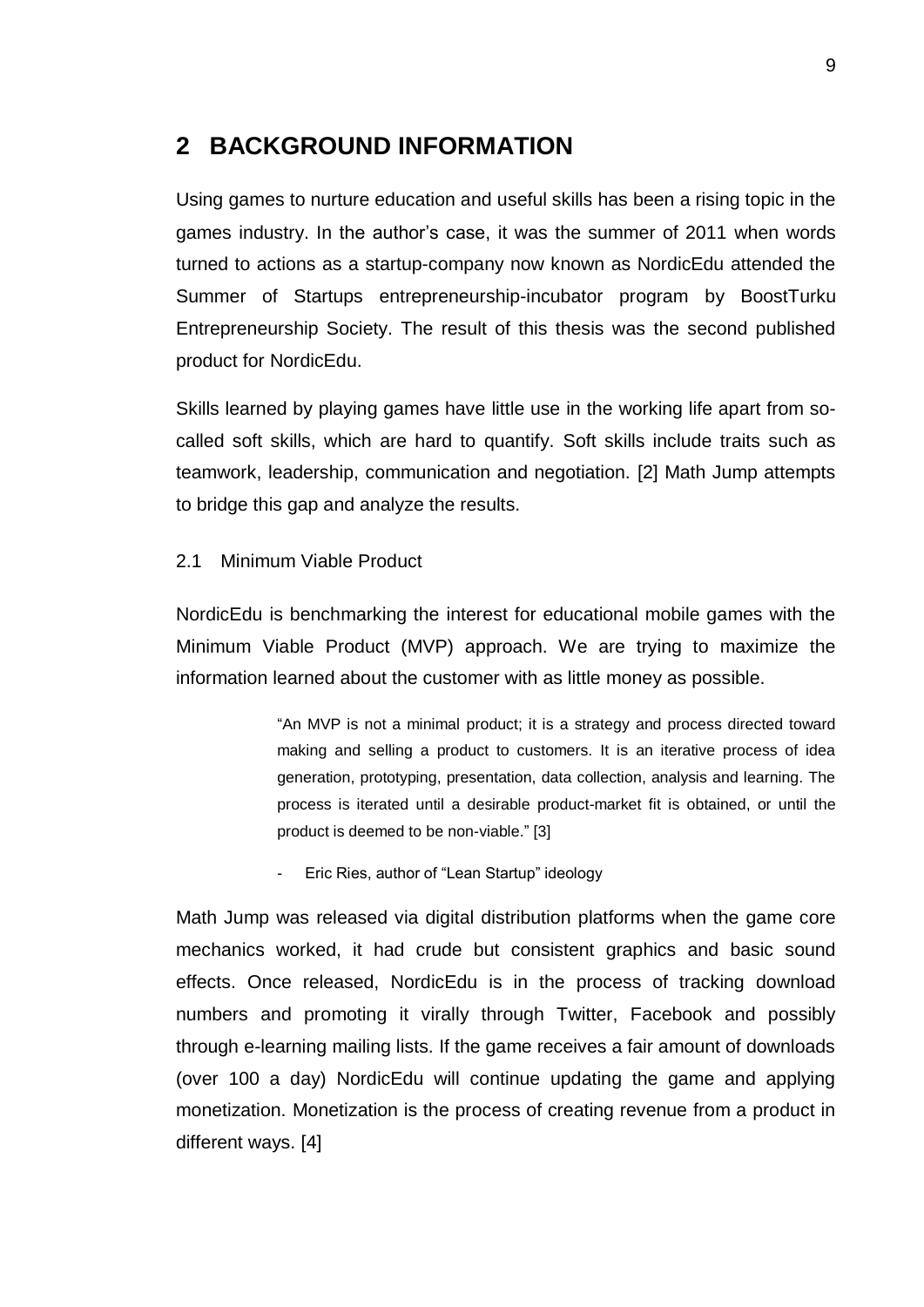# 2 BACKGROUND INFORMATION

Using games to nurture education and useful skills has been a rising topic in the games industry. In the author's case, it was the summer of 2011 when words turned to actions as a startup-company now known as NordicEdu attended the Summer of Startups entrepreneurship-incubator program by BoostTurku Entrepreneurship Society. The result of this thesis was the second published product for NordicEdu.

Skills learned by playing games have little use in the working life apart from so-called soft skills, which are hard to quantify. Soft skills include traits such as teamwork, leadership, communication and negotiation. [2] Math Jump attempts to bridge this gap and analyze the results.

## 2.1 Minimum Viable Product

NordicEdu is benchmarking the interest for educational mobile games with the Minimum Viable Product (MVP) approach. We are trying to maximize the information learned about the customer with as little money as possible.

> "An MVP is not a minimal product; it is a strategy and process directed toward making and selling a product to customers. It is an iterative process of idea generation, prototyping, presentation, data collection, analysis and learning. The process is iterated until a desirable product-market fit is obtained, or until the product is deemed to be non-viable." [3]
>
> - Eric Ries, author of "Lean Startup" ideology

Math Jump was released via digital distribution platforms when the game core mechanics worked, it had crude but consistent graphics and basic sound effects. Once released, NordicEdu is in the process of tracking download numbers and promoting it virally through Twitter, Facebook and possibly through e-learning mailing lists. If the game receives a fair amount of downloads (over 100 a day) NordicEdu will continue updating the game and applying monetization. Monetization is the process of creating revenue from a product in different ways. [4]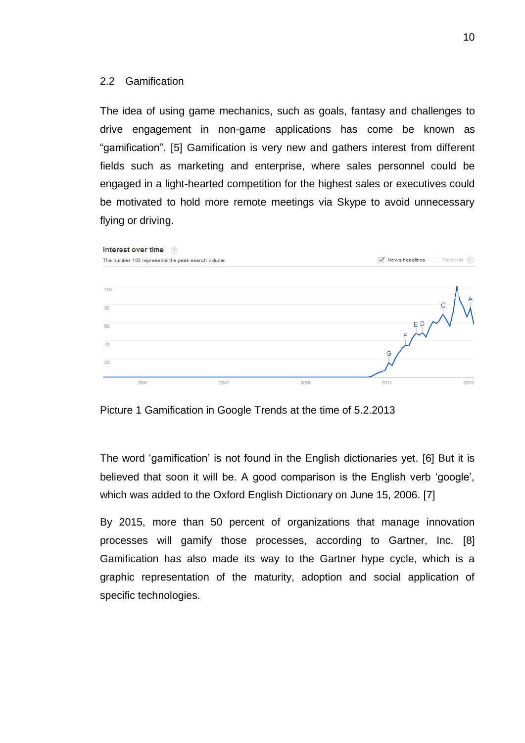## 2.2 Gamification

The idea of using game mechanics, such as goals, fantasy and challenges to drive engagement in non-game applications has come be known as "gamification". [5] Gamification is very new and gathers interest from different fields such as marketing and enterprise, where sales personnel could be engaged in a light-hearted competition for the highest sales or executives could be motivated to hold more remote meetings via Skype to avoid unnecessary flying or driving.

Picture 1 Gamification in Google Trends at the time of 5.2.2013

The word 'gamification' is not found in the English dictionaries yet. [6] But it is believed that soon it will be. A good comparison is the English verb 'google', which was added to the Oxford English Dictionary on June 15, 2006. [7]

By 2015, more than 50 percent of organizations that manage innovation processes will gamify those processes, according to Gartner, Inc. [8] Gamification has also made its way to the Gartner hype cycle, which is a graphic representation of the maturity, adoption and social application of specific technologies.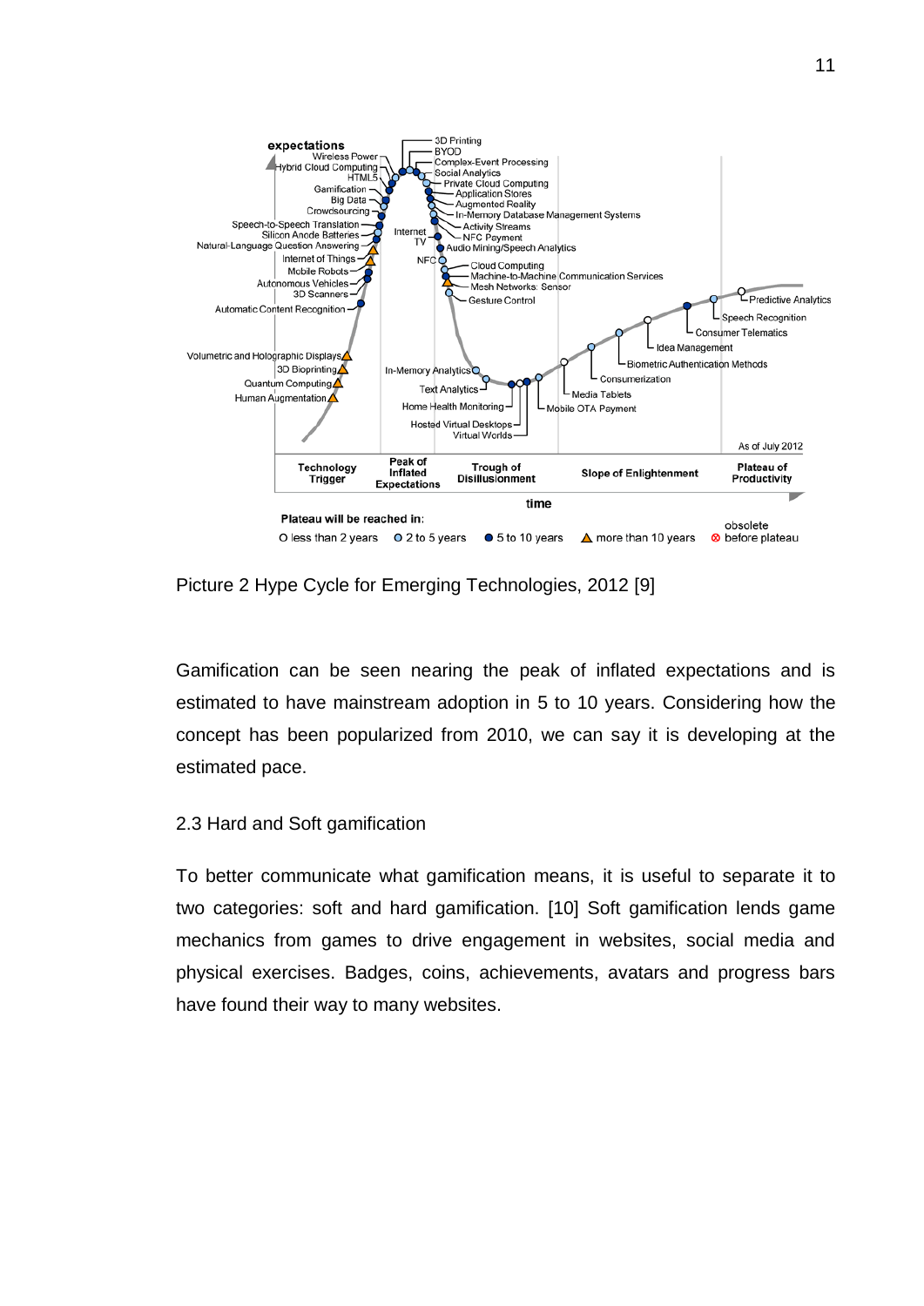Picture 2 Hype Cycle for Emerging Technologies, 2012 [9]

Gamification can be seen nearing the peak of inflated expectations and is estimated to have mainstream adoption in 5 to 10 years. Considering how the concept has been popularized from 2010, we can say it is developing at the estimated pace.

### 2.3 Hard and Soft gamification

To better communicate what gamification means, it is useful to separate it to two categories: soft and hard gamification. [10] Soft gamification lends game mechanics from games to drive engagement in websites, social media and physical exercises. Badges, coins, achievements, avatars and progress bars have found their way to many websites.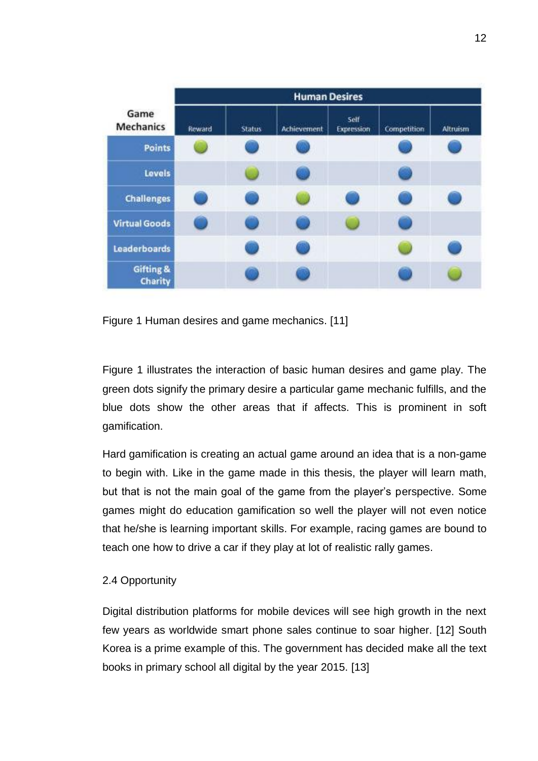| Game Mechanics | Human Desires | | | | | |
|---|---|---|---|---|---|---|
| | Reward | Status | Achievement | Self Expression | Competition | Altruism |
| Points | ● (green) | ● (blue) | ● (blue) | | ● (blue) | ● (blue) |
| Levels | | ● (green) | ● (blue) | | ● (blue) | |
| Challenges | ● (blue) | ● (blue) | ● (green) | ● (blue) | ● (blue) | ● (blue) |
| Virtual Goods | ● (blue) | ● (blue) | ● (blue) | ● (green) | ● (blue) | |
| Leaderboards | | ● (blue) | ● (blue) | | ● (green) | ● (blue) |
| Gifting & Charity | | ● (blue) | ● (blue) | | ● (blue) | ● (green) |

Figure 1 Human desires and game mechanics. [11]

Figure 1 illustrates the interaction of basic human desires and game play. The green dots signify the primary desire a particular game mechanic fulfills, and the blue dots show the other areas that if affects. This is prominent in soft gamification.

Hard gamification is creating an actual game around an idea that is a non-game to begin with. Like in the game made in this thesis, the player will learn math, but that is not the main goal of the game from the player's perspective. Some games might do education gamification so well the player will not even notice that he/she is learning important skills. For example, racing games are bound to teach one how to drive a car if they play at lot of realistic rally games.

### 2.4 Opportunity

Digital distribution platforms for mobile devices will see high growth in the next few years as worldwide smart phone sales continue to soar higher. [12] South Korea is a prime example of this. The government has decided make all the text books in primary school all digital by the year 2015. [13]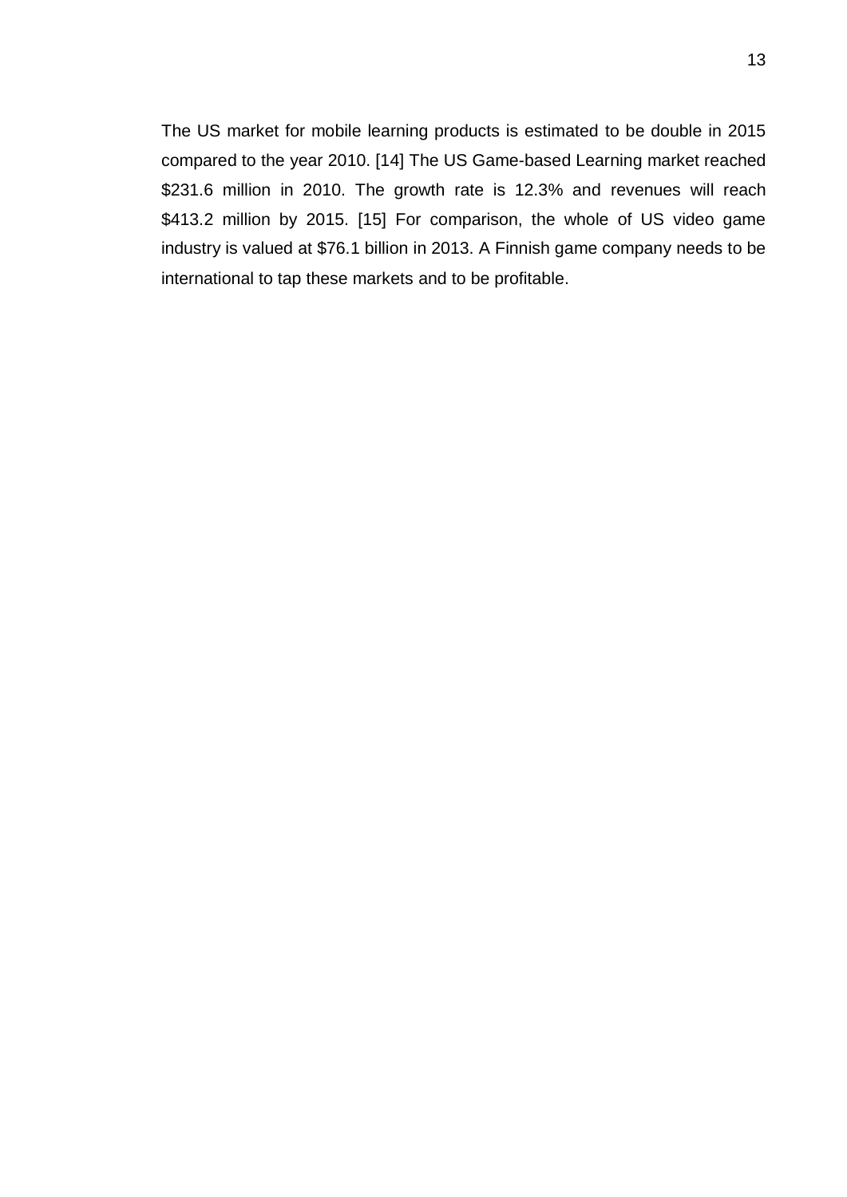The US market for mobile learning products is estimated to be double in 2015 compared to the year 2010. [14] The US Game-based Learning market reached $231.6 million in 2010. The growth rate is 12.3% and revenues will reach $413.2 million by 2015. [15] For comparison, the whole of US video game industry is valued at $76.1 billion in 2013. A Finnish game company needs to be international to tap these markets and to be profitable.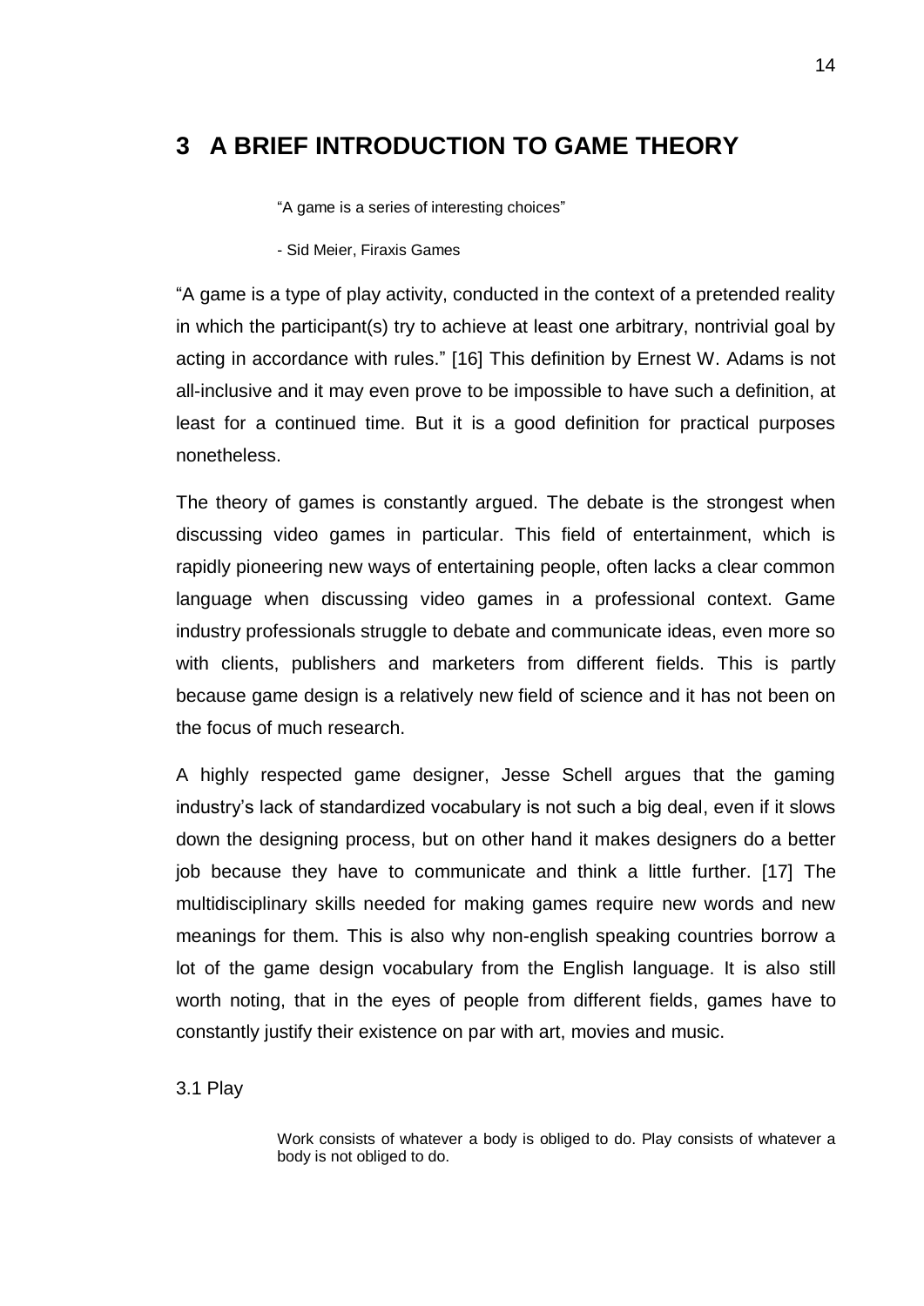# 3 A BRIEF INTRODUCTION TO GAME THEORY

> "A game is a series of interesting choices"
>
> - Sid Meier, Firaxis Games

"A game is a type of play activity, conducted in the context of a pretended reality in which the participant(s) try to achieve at least one arbitrary, nontrivial goal by acting in accordance with rules." [16] This definition by Ernest W. Adams is not all-inclusive and it may even prove to be impossible to have such a definition, at least for a continued time. But it is a good definition for practical purposes nonetheless.

The theory of games is constantly argued. The debate is the strongest when discussing video games in particular. This field of entertainment, which is rapidly pioneering new ways of entertaining people, often lacks a clear common language when discussing video games in a professional context. Game industry professionals struggle to debate and communicate ideas, even more so with clients, publishers and marketers from different fields. This is partly because game design is a relatively new field of science and it has not been on the focus of much research.

A highly respected game designer, Jesse Schell argues that the gaming industry's lack of standardized vocabulary is not such a big deal, even if it slows down the designing process, but on other hand it makes designers do a better job because they have to communicate and think a little further. [17] The multidisciplinary skills needed for making games require new words and new meanings for them. This is also why non-english speaking countries borrow a lot of the game design vocabulary from the English language. It is also still worth noting, that in the eyes of people from different fields, games have to constantly justify their existence on par with art, movies and music.

## 3.1 Play

> Work consists of whatever a body is obliged to do. Play consists of whatever a body is not obliged to do.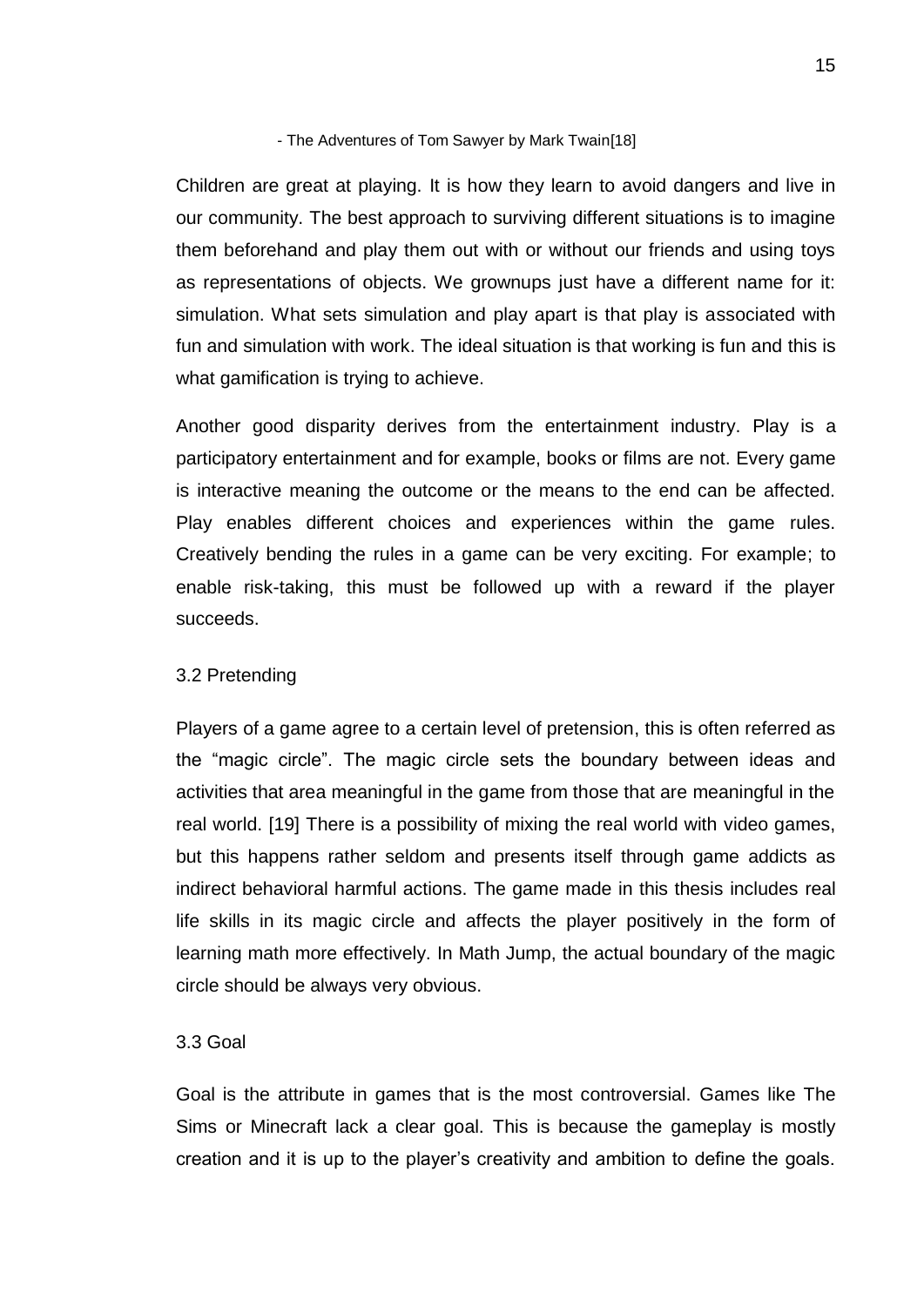- The Adventures of Tom Sawyer by Mark Twain[18]

Children are great at playing. It is how they learn to avoid dangers and live in our community. The best approach to surviving different situations is to imagine them beforehand and play them out with or without our friends and using toys as representations of objects. We grownups just have a different name for it: simulation. What sets simulation and play apart is that play is associated with fun and simulation with work. The ideal situation is that working is fun and this is what gamification is trying to achieve.

Another good disparity derives from the entertainment industry. Play is a participatory entertainment and for example, books or films are not. Every game is interactive meaning the outcome or the means to the end can be affected. Play enables different choices and experiences within the game rules. Creatively bending the rules in a game can be very exciting. For example; to enable risk-taking, this must be followed up with a reward if the player succeeds.

### 3.2 Pretending

Players of a game agree to a certain level of pretension, this is often referred as the "magic circle". The magic circle sets the boundary between ideas and activities that area meaningful in the game from those that are meaningful in the real world. [19] There is a possibility of mixing the real world with video games, but this happens rather seldom and presents itself through game addicts as indirect behavioral harmful actions. The game made in this thesis includes real life skills in its magic circle and affects the player positively in the form of learning math more effectively. In Math Jump, the actual boundary of the magic circle should be always very obvious.

### 3.3 Goal

Goal is the attribute in games that is the most controversial. Games like The Sims or Minecraft lack a clear goal. This is because the gameplay is mostly creation and it is up to the player's creativity and ambition to define the goals.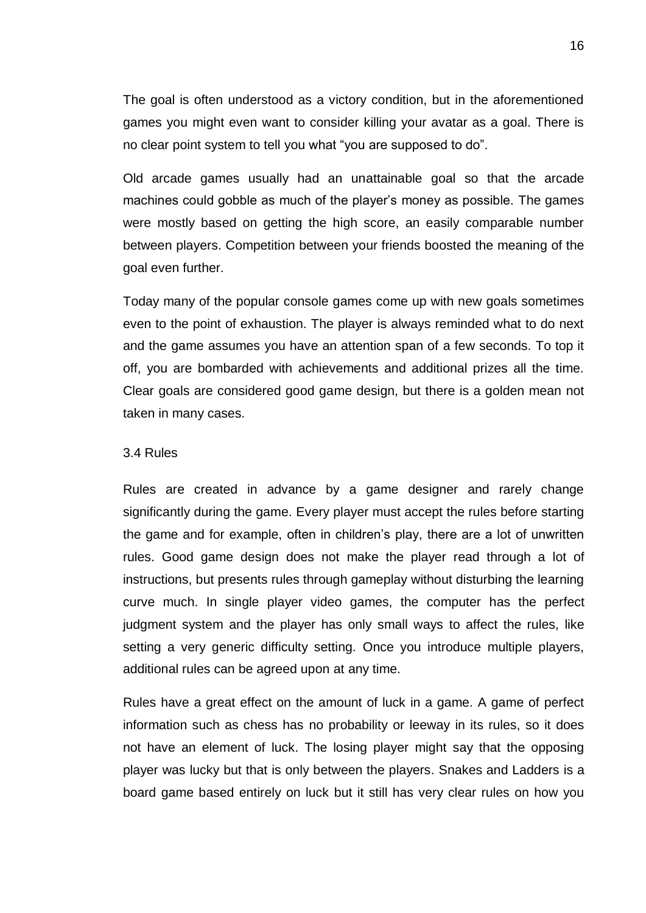The goal is often understood as a victory condition, but in the aforementioned games you might even want to consider killing your avatar as a goal. There is no clear point system to tell you what “you are supposed to do”.

Old arcade games usually had an unattainable goal so that the arcade machines could gobble as much of the player’s money as possible. The games were mostly based on getting the high score, an easily comparable number between players. Competition between your friends boosted the meaning of the goal even further.

Today many of the popular console games come up with new goals sometimes even to the point of exhaustion. The player is always reminded what to do next and the game assumes you have an attention span of a few seconds. To top it off, you are bombarded with achievements and additional prizes all the time. Clear goals are considered good game design, but there is a golden mean not taken in many cases.

### 3.4 Rules

Rules are created in advance by a game designer and rarely change significantly during the game. Every player must accept the rules before starting the game and for example, often in children’s play, there are a lot of unwritten rules. Good game design does not make the player read through a lot of instructions, but presents rules through gameplay without disturbing the learning curve much. In single player video games, the computer has the perfect judgment system and the player has only small ways to affect the rules, like setting a very generic difficulty setting. Once you introduce multiple players, additional rules can be agreed upon at any time.

Rules have a great effect on the amount of luck in a game. A game of perfect information such as chess has no probability or leeway in its rules, so it does not have an element of luck. The losing player might say that the opposing player was lucky but that is only between the players. Snakes and Ladders is a board game based entirely on luck but it still has very clear rules on how you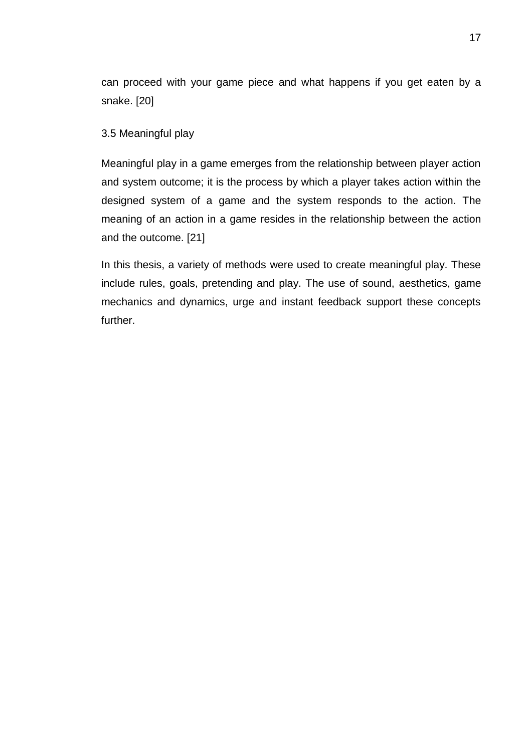can proceed with your game piece and what happens if you get eaten by a snake. [20]

### 3.5 Meaningful play

Meaningful play in a game emerges from the relationship between player action and system outcome; it is the process by which a player takes action within the designed system of a game and the system responds to the action. The meaning of an action in a game resides in the relationship between the action and the outcome. [21]

In this thesis, a variety of methods were used to create meaningful play. These include rules, goals, pretending and play. The use of sound, aesthetics, game mechanics and dynamics, urge and instant feedback support these concepts further.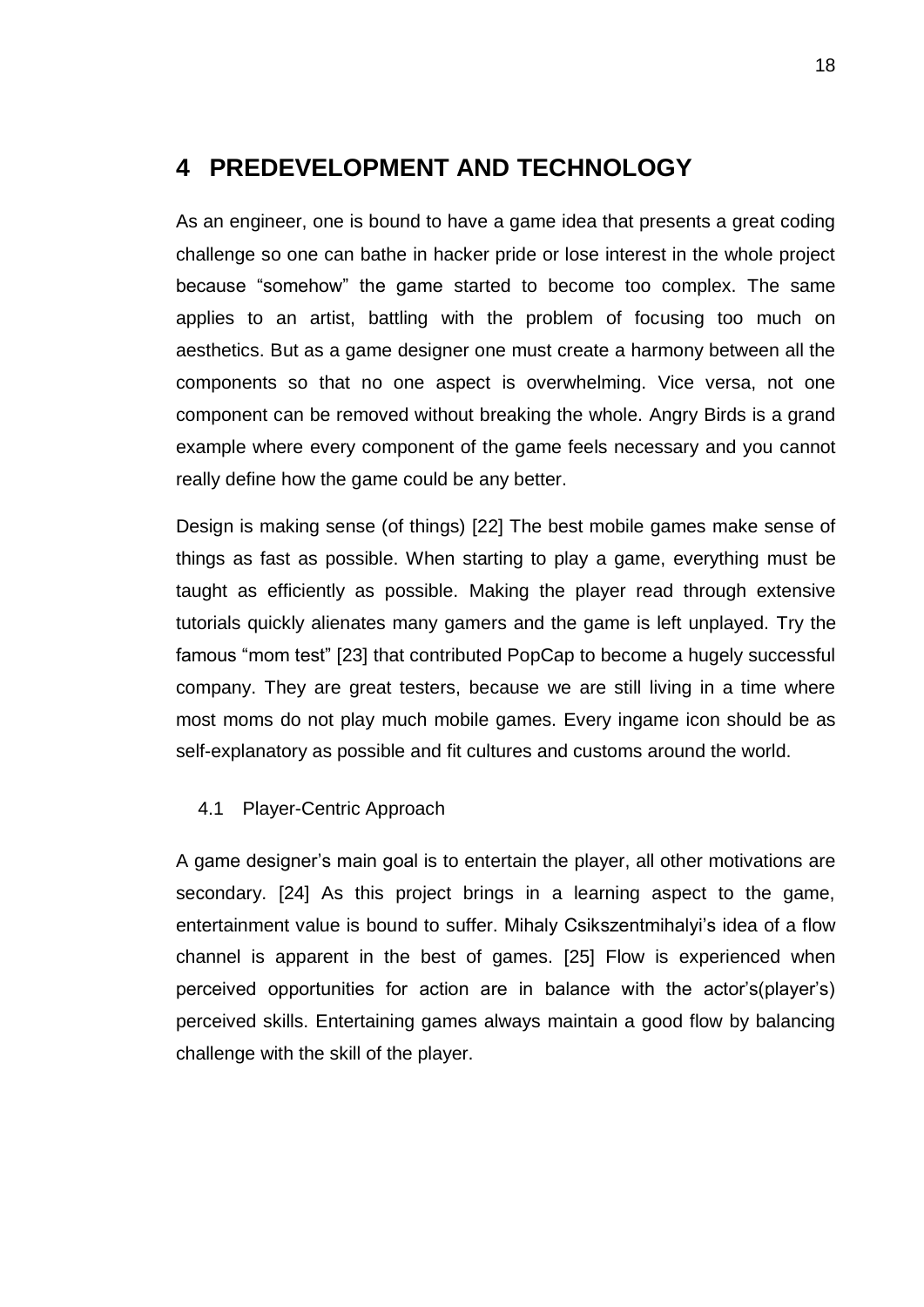# 4 PREDEVELOPMENT AND TECHNOLOGY

As an engineer, one is bound to have a game idea that presents a great coding challenge so one can bathe in hacker pride or lose interest in the whole project because “somehow” the game started to become too complex. The same applies to an artist, battling with the problem of focusing too much on aesthetics. But as a game designer one must create a harmony between all the components so that no one aspect is overwhelming. Vice versa, not one component can be removed without breaking the whole. Angry Birds is a grand example where every component of the game feels necessary and you cannot really define how the game could be any better.

Design is making sense (of things) [22] The best mobile games make sense of things as fast as possible. When starting to play a game, everything must be taught as efficiently as possible. Making the player read through extensive tutorials quickly alienates many gamers and the game is left unplayed. Try the famous “mom test” [23] that contributed PopCap to become a hugely successful company. They are great testers, because we are still living in a time where most moms do not play much mobile games. Every ingame icon should be as self-explanatory as possible and fit cultures and customs around the world.

## 4.1 Player-Centric Approach

A game designer’s main goal is to entertain the player, all other motivations are secondary. [24] As this project brings in a learning aspect to the game, entertainment value is bound to suffer. Mihaly Csikszentmihalyi’s idea of a flow channel is apparent in the best of games. [25] Flow is experienced when perceived opportunities for action are in balance with the actor’s(player’s) perceived skills. Entertaining games always maintain a good flow by balancing challenge with the skill of the player.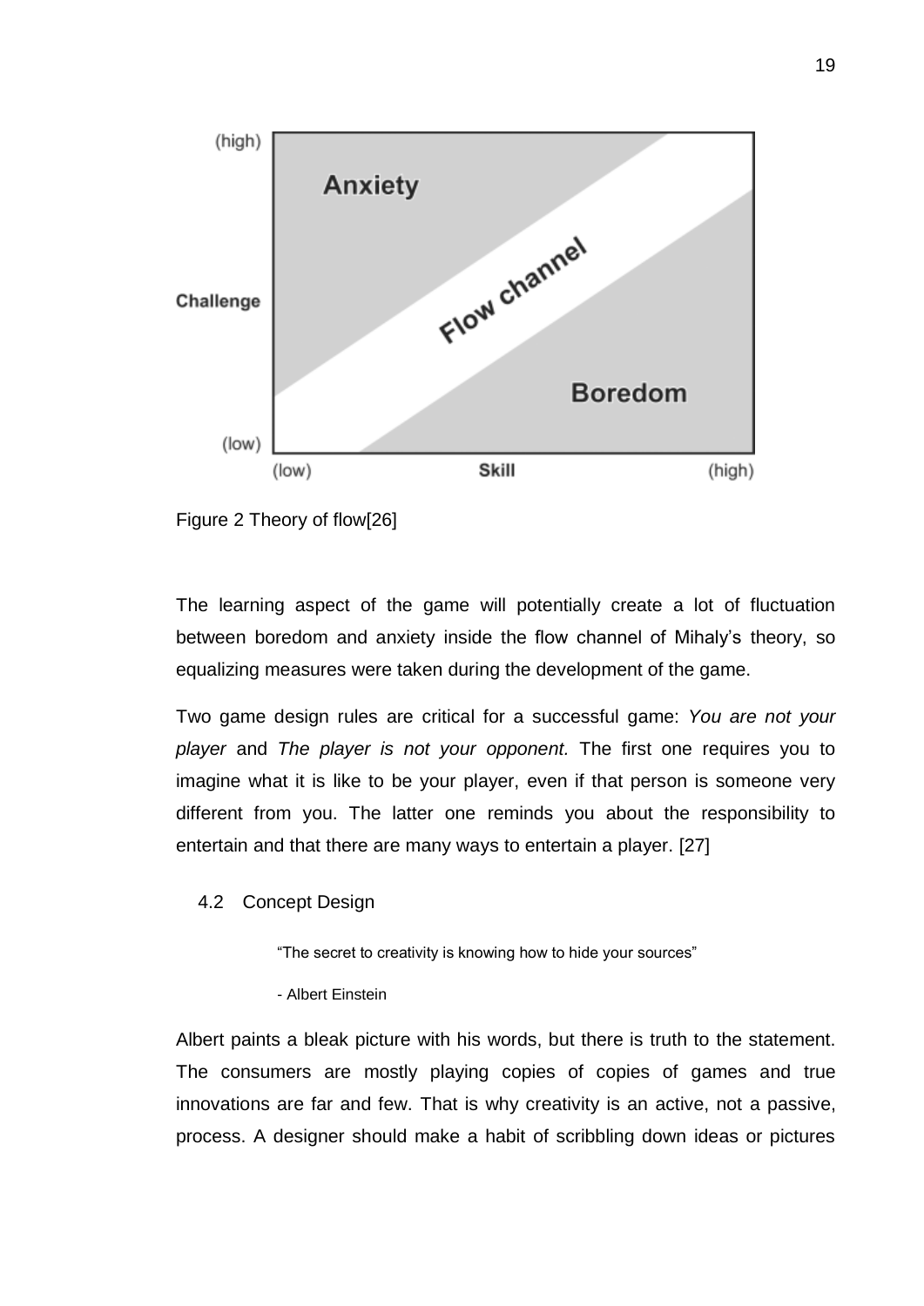Figure 2 Theory of flow[26]

The learning aspect of the game will potentially create a lot of fluctuation between boredom and anxiety inside the flow channel of Mihaly's theory, so equalizing measures were taken during the development of the game.

Two game design rules are critical for a successful game: *You are not your player* and *The player is not your opponent.* The first one requires you to imagine what it is like to be your player, even if that person is someone very different from you. The latter one reminds you about the responsibility to entertain and that there are many ways to entertain a player. [27]

## 4.2 Concept Design

> "The secret to creativity is knowing how to hide your sources"
>
> - Albert Einstein

Albert paints a bleak picture with his words, but there is truth to the statement. The consumers are mostly playing copies of copies of games and true innovations are far and few. That is why creativity is an active, not a passive, process. A designer should make a habit of scribbling down ideas or pictures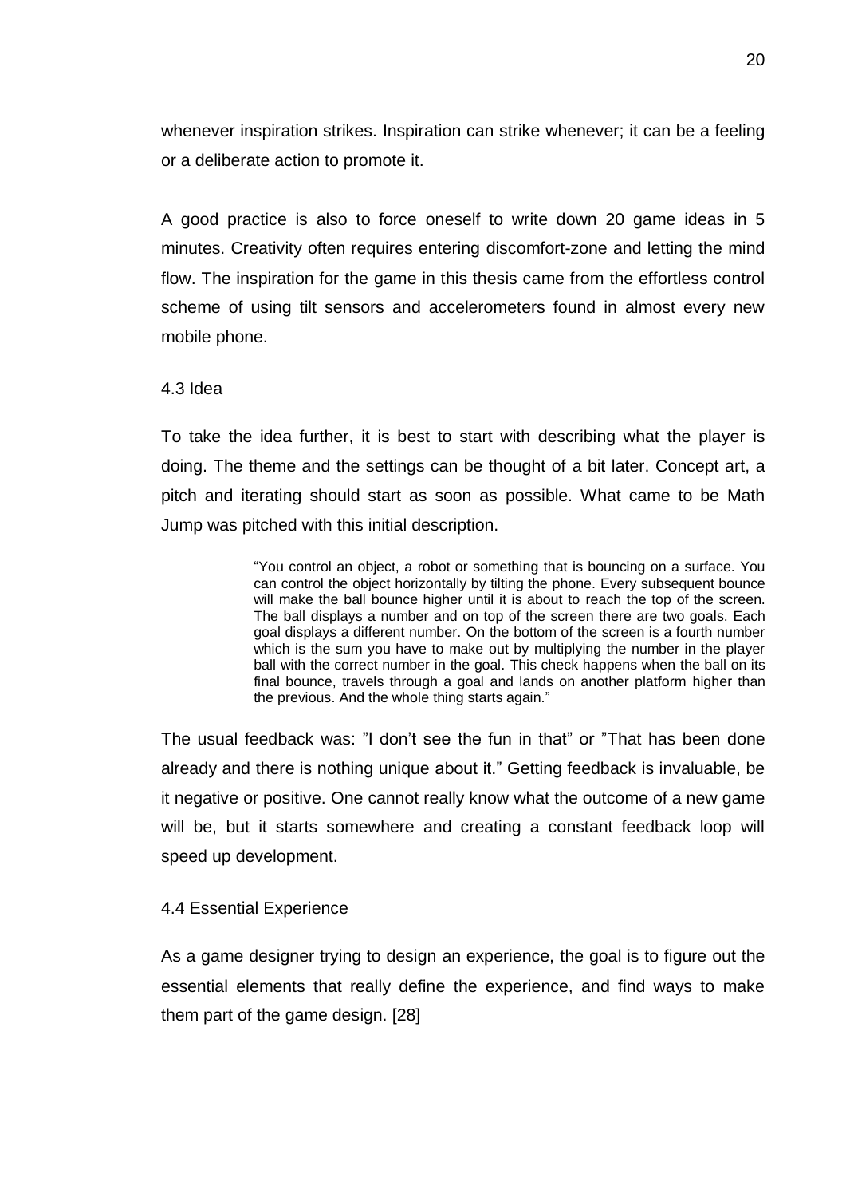whenever inspiration strikes. Inspiration can strike whenever; it can be a feeling or a deliberate action to promote it.

A good practice is also to force oneself to write down 20 game ideas in 5 minutes. Creativity often requires entering discomfort-zone and letting the mind flow. The inspiration for the game in this thesis came from the effortless control scheme of using tilt sensors and accelerometers found in almost every new mobile phone.

### 4.3 Idea

To take the idea further, it is best to start with describing what the player is doing. The theme and the settings can be thought of a bit later. Concept art, a pitch and iterating should start as soon as possible. What came to be Math Jump was pitched with this initial description.

> "You control an object, a robot or something that is bouncing on a surface. You can control the object horizontally by tilting the phone. Every subsequent bounce will make the ball bounce higher until it is about to reach the top of the screen. The ball displays a number and on top of the screen there are two goals. Each goal displays a different number. On the bottom of the screen is a fourth number which is the sum you have to make out by multiplying the number in the player ball with the correct number in the goal. This check happens when the ball on its final bounce, travels through a goal and lands on another platform higher than the previous. And the whole thing starts again."

The usual feedback was: "I don't see the fun in that" or "That has been done already and there is nothing unique about it." Getting feedback is invaluable, be it negative or positive. One cannot really know what the outcome of a new game will be, but it starts somewhere and creating a constant feedback loop will speed up development.

### 4.4 Essential Experience

As a game designer trying to design an experience, the goal is to figure out the essential elements that really define the experience, and find ways to make them part of the game design. [28]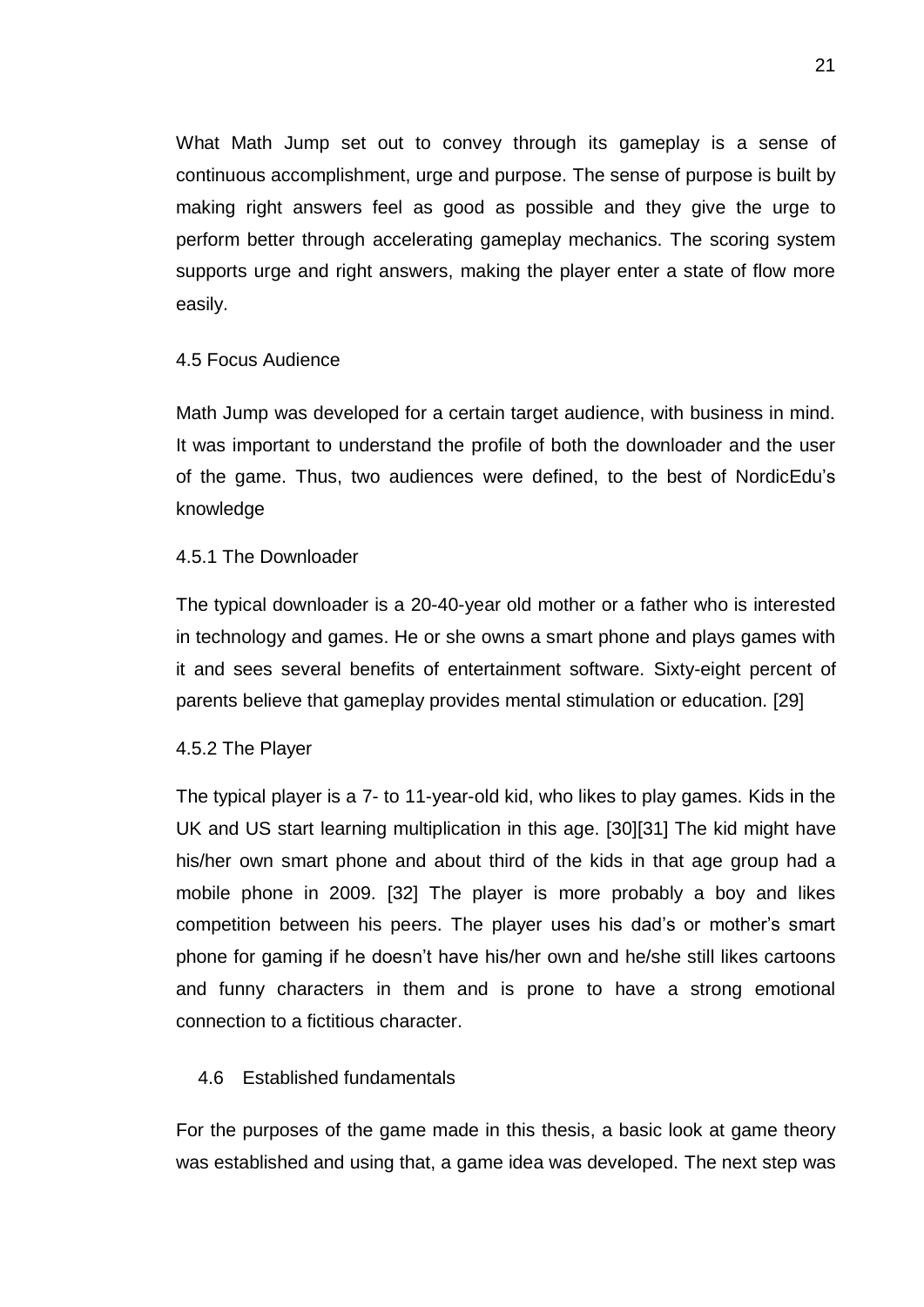What Math Jump set out to convey through its gameplay is a sense of continuous accomplishment, urge and purpose. The sense of purpose is built by making right answers feel as good as possible and they give the urge to perform better through accelerating gameplay mechanics. The scoring system supports urge and right answers, making the player enter a state of flow more easily.

## 4.5 Focus Audience

Math Jump was developed for a certain target audience, with business in mind. It was important to understand the profile of both the downloader and the user of the game. Thus, two audiences were defined, to the best of NordicEdu's knowledge

### 4.5.1 The Downloader

The typical downloader is a 20-40-year old mother or a father who is interested in technology and games. He or she owns a smart phone and plays games with it and sees several benefits of entertainment software. Sixty-eight percent of parents believe that gameplay provides mental stimulation or education. [29]

### 4.5.2 The Player

The typical player is a 7- to 11-year-old kid, who likes to play games. Kids in the UK and US start learning multiplication in this age. [30][31] The kid might have his/her own smart phone and about third of the kids in that age group had a mobile phone in 2009. [32] The player is more probably a boy and likes competition between his peers. The player uses his dad's or mother's smart phone for gaming if he doesn't have his/her own and he/she still likes cartoons and funny characters in them and is prone to have a strong emotional connection to a fictitious character.

## 4.6 Established fundamentals

For the purposes of the game made in this thesis, a basic look at game theory was established and using that, a game idea was developed. The next step was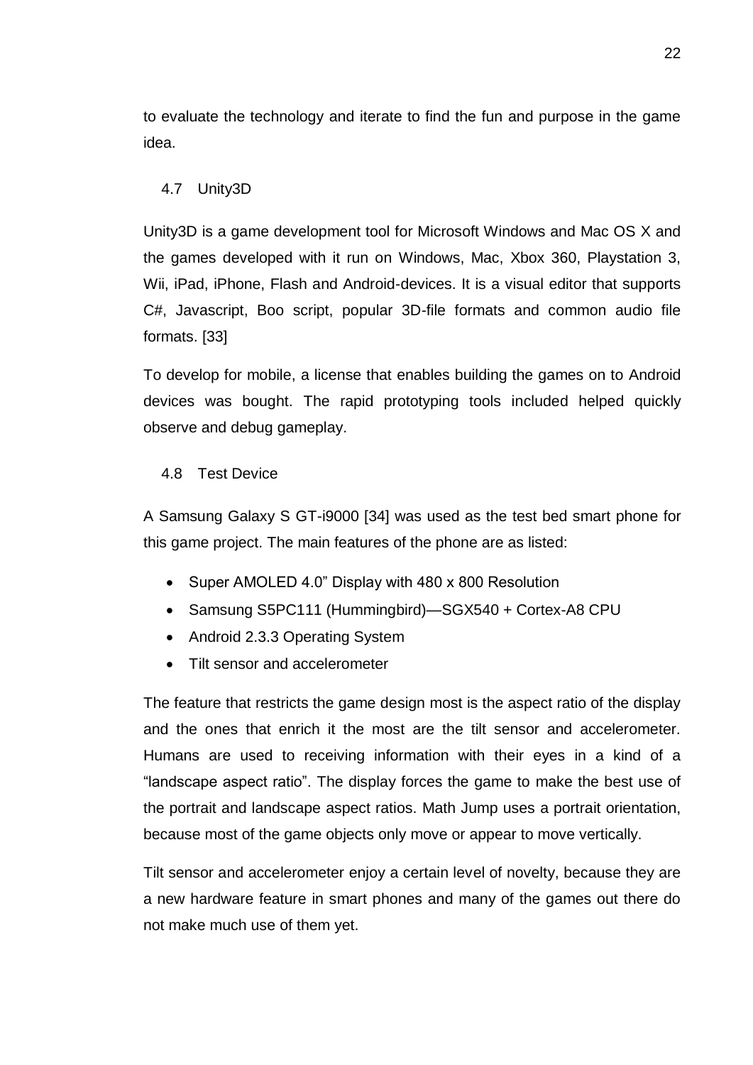to evaluate the technology and iterate to find the fun and purpose in the game idea.

## 4.7 Unity3D

Unity3D is a game development tool for Microsoft Windows and Mac OS X and the games developed with it run on Windows, Mac, Xbox 360, Playstation 3, Wii, iPad, iPhone, Flash and Android-devices. It is a visual editor that supports C#, Javascript, Boo script, popular 3D-file formats and common audio file formats. [33]

To develop for mobile, a license that enables building the games on to Android devices was bought. The rapid prototyping tools included helped quickly observe and debug gameplay.

## 4.8 Test Device

A Samsung Galaxy S GT-i9000 [34] was used as the test bed smart phone for this game project. The main features of the phone are as listed:

- Super AMOLED 4.0” Display with 480 x 800 Resolution
- Samsung S5PC111 (Hummingbird)—SGX540 + Cortex-A8 CPU
- Android 2.3.3 Operating System
- Tilt sensor and accelerometer

The feature that restricts the game design most is the aspect ratio of the display and the ones that enrich it the most are the tilt sensor and accelerometer. Humans are used to receiving information with their eyes in a kind of a “landscape aspect ratio”. The display forces the game to make the best use of the portrait and landscape aspect ratios. Math Jump uses a portrait orientation, because most of the game objects only move or appear to move vertically.

Tilt sensor and accelerometer enjoy a certain level of novelty, because they are a new hardware feature in smart phones and many of the games out there do not make much use of them yet.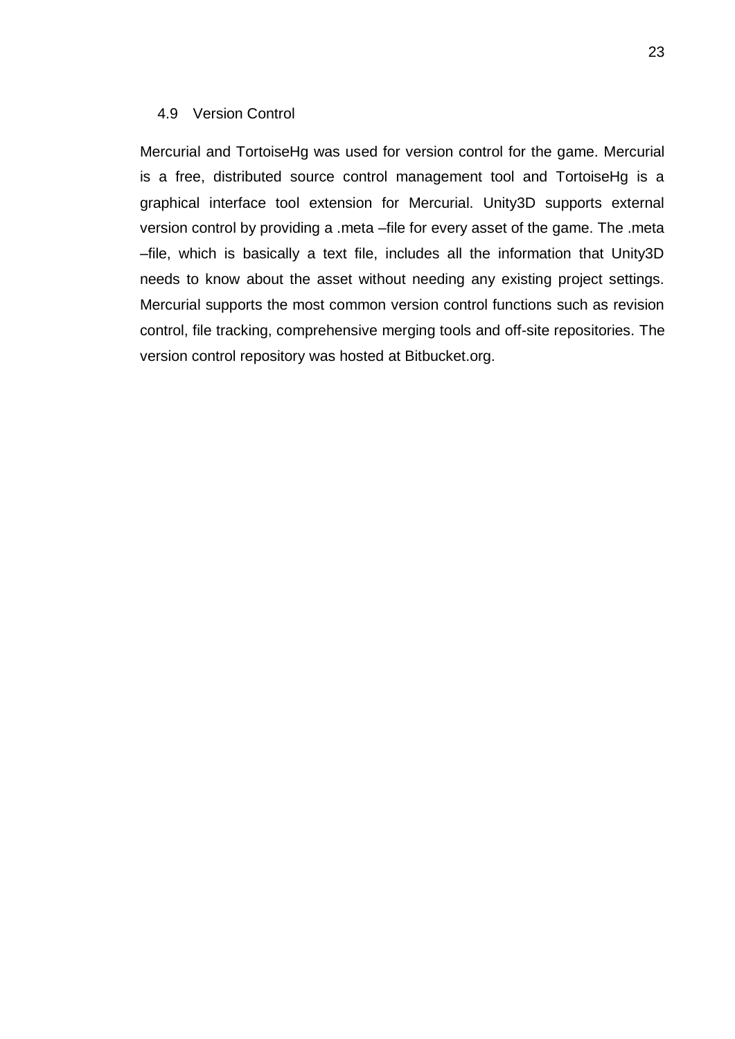## 4.9 Version Control

Mercurial and TortoiseHg was used for version control for the game. Mercurial is a free, distributed source control management tool and TortoiseHg is a graphical interface tool extension for Mercurial. Unity3D supports external version control by providing a .meta –file for every asset of the game. The .meta –file, which is basically a text file, includes all the information that Unity3D needs to know about the asset without needing any existing project settings. Mercurial supports the most common version control functions such as revision control, file tracking, comprehensive merging tools and off-site repositories. The version control repository was hosted at Bitbucket.org.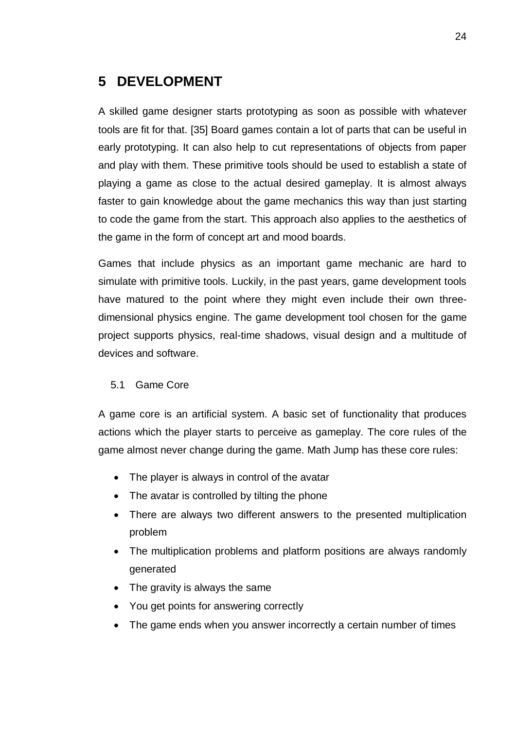# 5 DEVELOPMENT

A skilled game designer starts prototyping as soon as possible with whatever tools are fit for that. [35] Board games contain a lot of parts that can be useful in early prototyping. It can also help to cut representations of objects from paper and play with them. These primitive tools should be used to establish a state of playing a game as close to the actual desired gameplay. It is almost always faster to gain knowledge about the game mechanics this way than just starting to code the game from the start. This approach also applies to the aesthetics of the game in the form of concept art and mood boards.

Games that include physics as an important game mechanic are hard to simulate with primitive tools. Luckily, in the past years, game development tools have matured to the point where they might even include their own three-dimensional physics engine. The game development tool chosen for the game project supports physics, real-time shadows, visual design and a multitude of devices and software.

## 5.1 Game Core

A game core is an artificial system. A basic set of functionality that produces actions which the player starts to perceive as gameplay. The core rules of the game almost never change during the game. Math Jump has these core rules:

- The player is always in control of the avatar
- The avatar is controlled by tilting the phone
- There are always two different answers to the presented multiplication problem
- The multiplication problems and platform positions are always randomly generated
- The gravity is always the same
- You get points for answering correctly
- The game ends when you answer incorrectly a certain number of times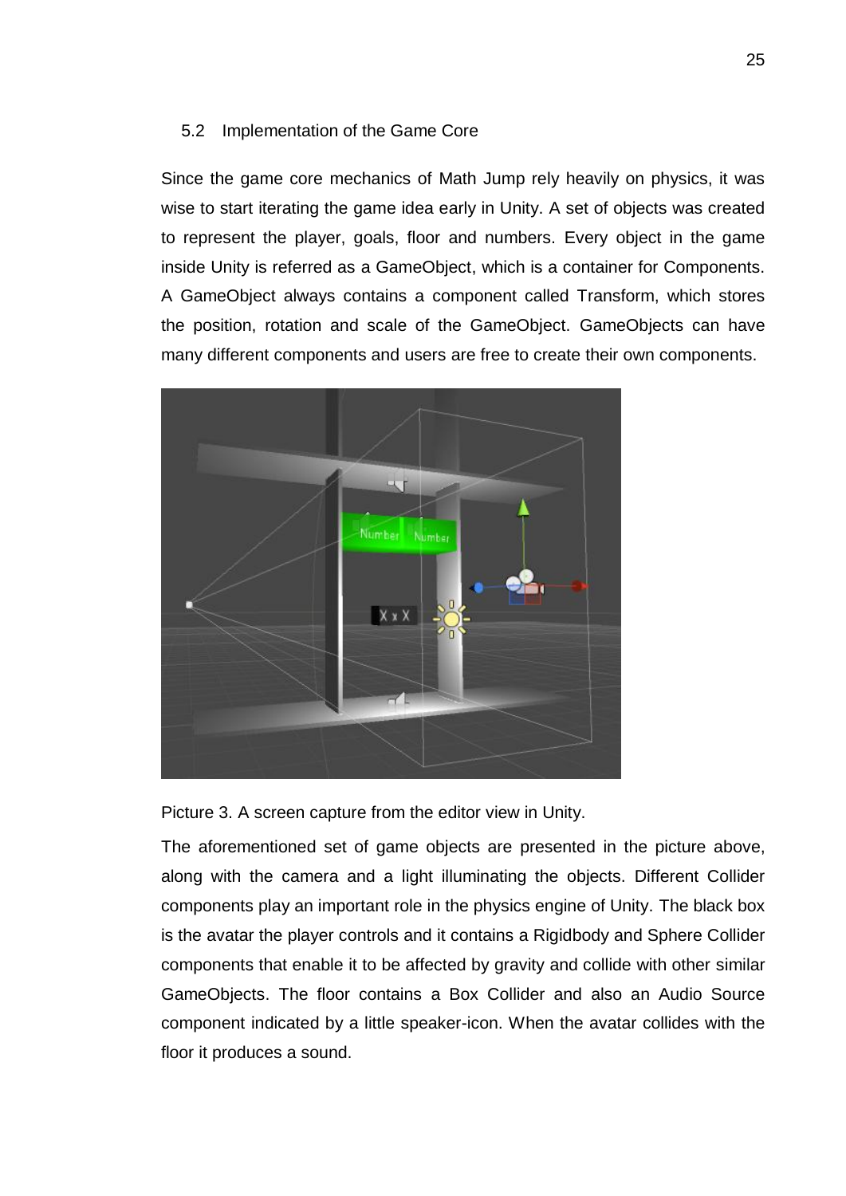## 5.2 Implementation of the Game Core

Since the game core mechanics of Math Jump rely heavily on physics, it was wise to start iterating the game idea early in Unity. A set of objects was created to represent the player, goals, floor and numbers. Every object in the game inside Unity is referred as a GameObject, which is a container for Components. A GameObject always contains a component called Transform, which stores the position, rotation and scale of the GameObject. GameObjects can have many different components and users are free to create their own components.

Picture 3. A screen capture from the editor view in Unity.

The aforementioned set of game objects are presented in the picture above, along with the camera and a light illuminating the objects. Different Collider components play an important role in the physics engine of Unity. The black box is the avatar the player controls and it contains a Rigidbody and Sphere Collider components that enable it to be affected by gravity and collide with other similar GameObjects. The floor contains a Box Collider and also an Audio Source component indicated by a little speaker-icon. When the avatar collides with the floor it produces a sound.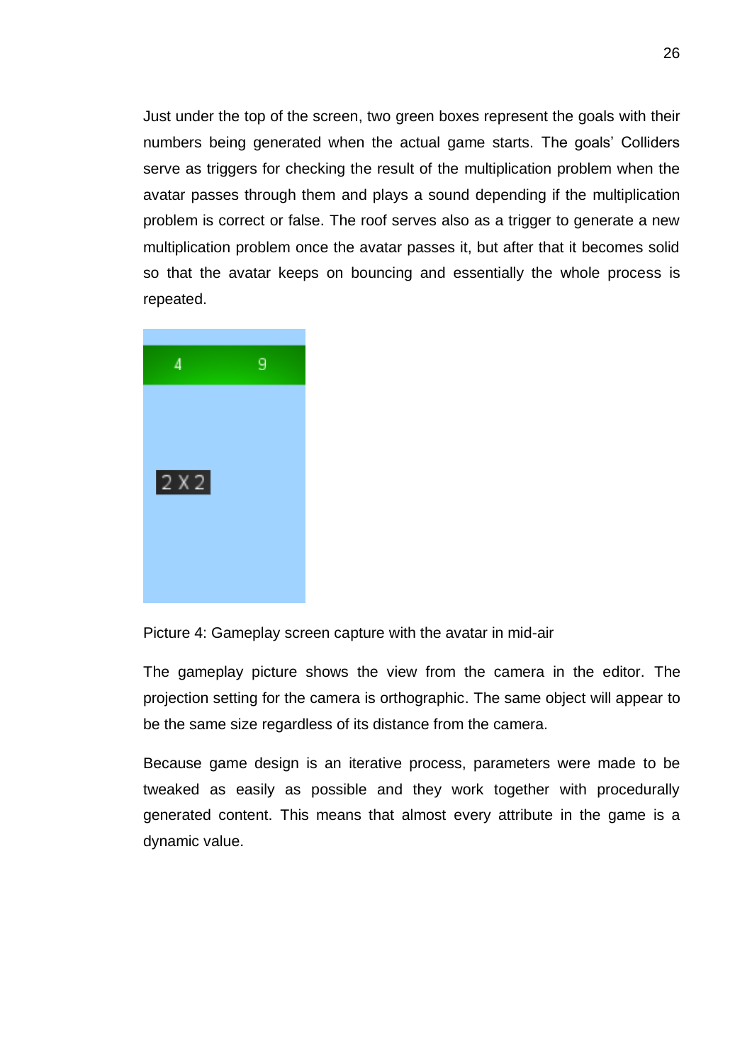Just under the top of the screen, two green boxes represent the goals with their numbers being generated when the actual game starts. The goals' Colliders serve as triggers for checking the result of the multiplication problem when the avatar passes through them and plays a sound depending if the multiplication problem is correct or false. The roof serves also as a trigger to generate a new multiplication problem once the avatar passes it, but after that it becomes solid so that the avatar keeps on bouncing and essentially the whole process is repeated.

Picture 4: Gameplay screen capture with the avatar in mid-air

The gameplay picture shows the view from the camera in the editor. The projection setting for the camera is orthographic. The same object will appear to be the same size regardless of its distance from the camera.

Because game design is an iterative process, parameters were made to be tweaked as easily as possible and they work together with procedurally generated content. This means that almost every attribute in the game is a dynamic value.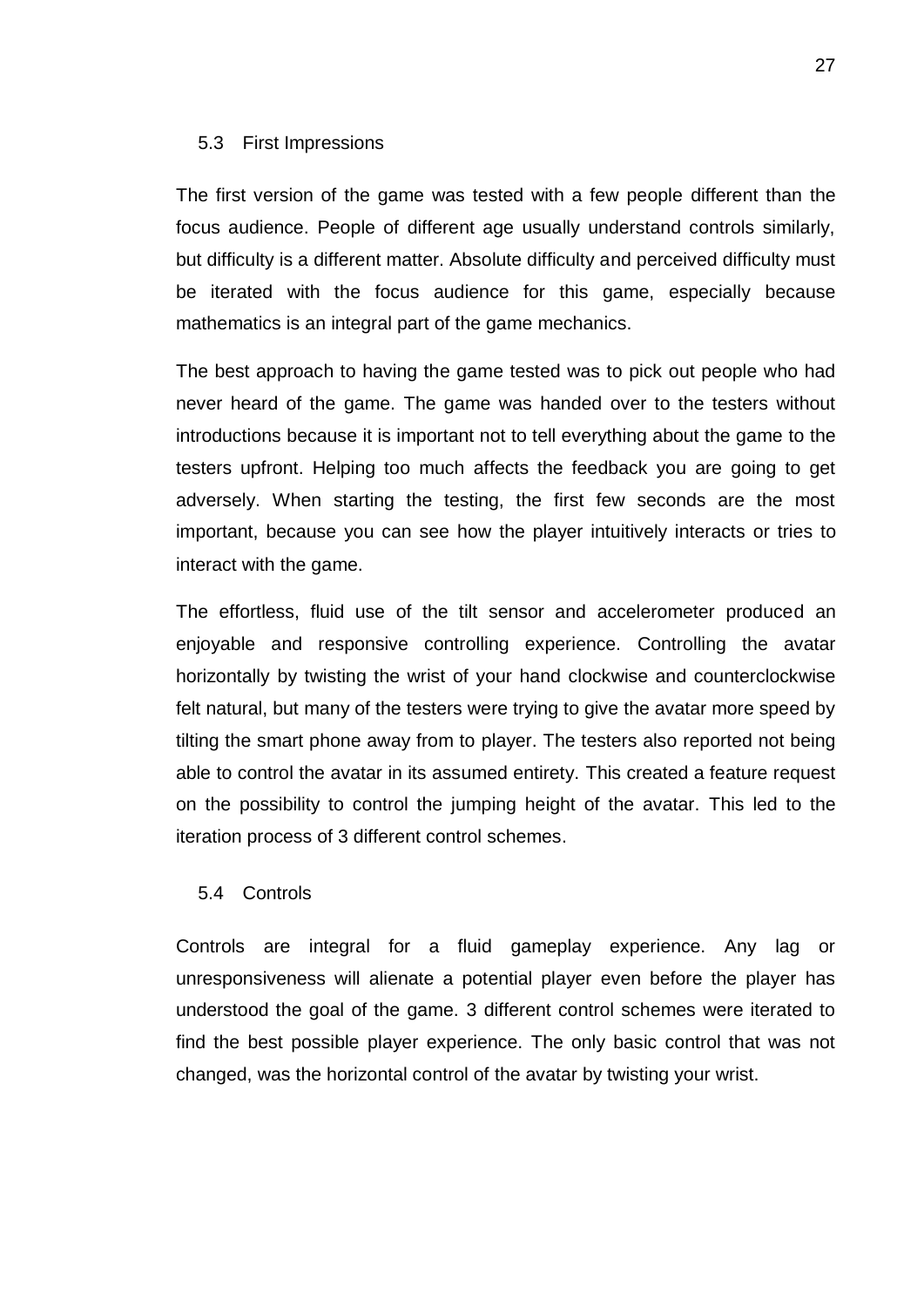## 5.3 First Impressions

The first version of the game was tested with a few people different than the focus audience. People of different age usually understand controls similarly, but difficulty is a different matter. Absolute difficulty and perceived difficulty must be iterated with the focus audience for this game, especially because mathematics is an integral part of the game mechanics.

The best approach to having the game tested was to pick out people who had never heard of the game. The game was handed over to the testers without introductions because it is important not to tell everything about the game to the testers upfront. Helping too much affects the feedback you are going to get adversely. When starting the testing, the first few seconds are the most important, because you can see how the player intuitively interacts or tries to interact with the game.

The effortless, fluid use of the tilt sensor and accelerometer produced an enjoyable and responsive controlling experience. Controlling the avatar horizontally by twisting the wrist of your hand clockwise and counterclockwise felt natural, but many of the testers were trying to give the avatar more speed by tilting the smart phone away from to player. The testers also reported not being able to control the avatar in its assumed entirety. This created a feature request on the possibility to control the jumping height of the avatar. This led to the iteration process of 3 different control schemes.

## 5.4 Controls

Controls are integral for a fluid gameplay experience. Any lag or unresponsiveness will alienate a potential player even before the player has understood the goal of the game. 3 different control schemes were iterated to find the best possible player experience. The only basic control that was not changed, was the horizontal control of the avatar by twisting your wrist.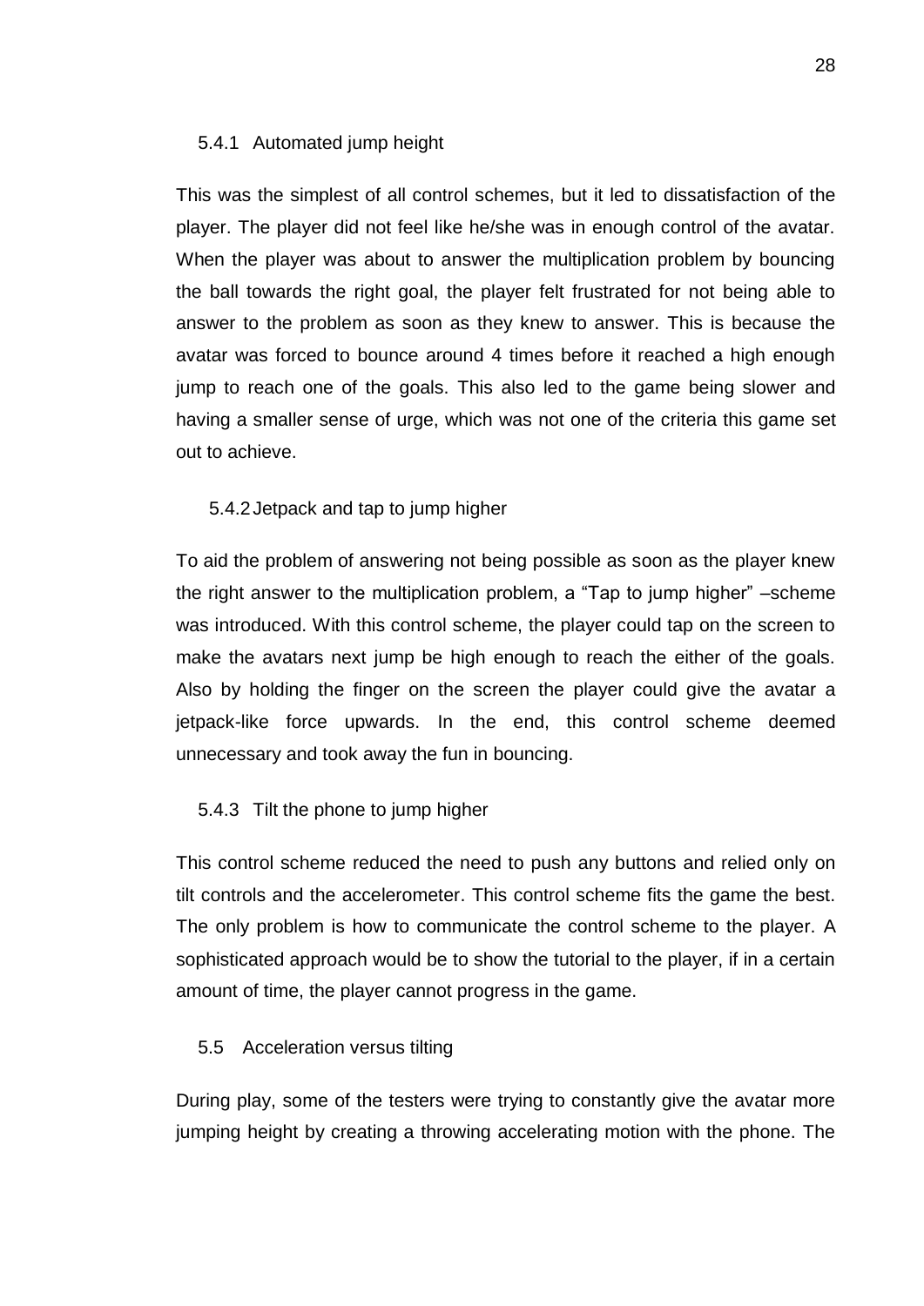### 5.4.1 Automated jump height

This was the simplest of all control schemes, but it led to dissatisfaction of the player. The player did not feel like he/she was in enough control of the avatar. When the player was about to answer the multiplication problem by bouncing the ball towards the right goal, the player felt frustrated for not being able to answer to the problem as soon as they knew to answer. This is because the avatar was forced to bounce around 4 times before it reached a high enough jump to reach one of the goals. This also led to the game being slower and having a smaller sense of urge, which was not one of the criteria this game set out to achieve.

### 5.4.2 Jetpack and tap to jump higher

To aid the problem of answering not being possible as soon as the player knew the right answer to the multiplication problem, a "Tap to jump higher" –scheme was introduced. With this control scheme, the player could tap on the screen to make the avatars next jump be high enough to reach the either of the goals. Also by holding the finger on the screen the player could give the avatar a jetpack-like force upwards. In the end, this control scheme deemed unnecessary and took away the fun in bouncing.

### 5.4.3 Tilt the phone to jump higher

This control scheme reduced the need to push any buttons and relied only on tilt controls and the accelerometer. This control scheme fits the game the best. The only problem is how to communicate the control scheme to the player. A sophisticated approach would be to show the tutorial to the player, if in a certain amount of time, the player cannot progress in the game.

## 5.5 Acceleration versus tilting

During play, some of the testers were trying to constantly give the avatar more jumping height by creating a throwing accelerating motion with the phone. The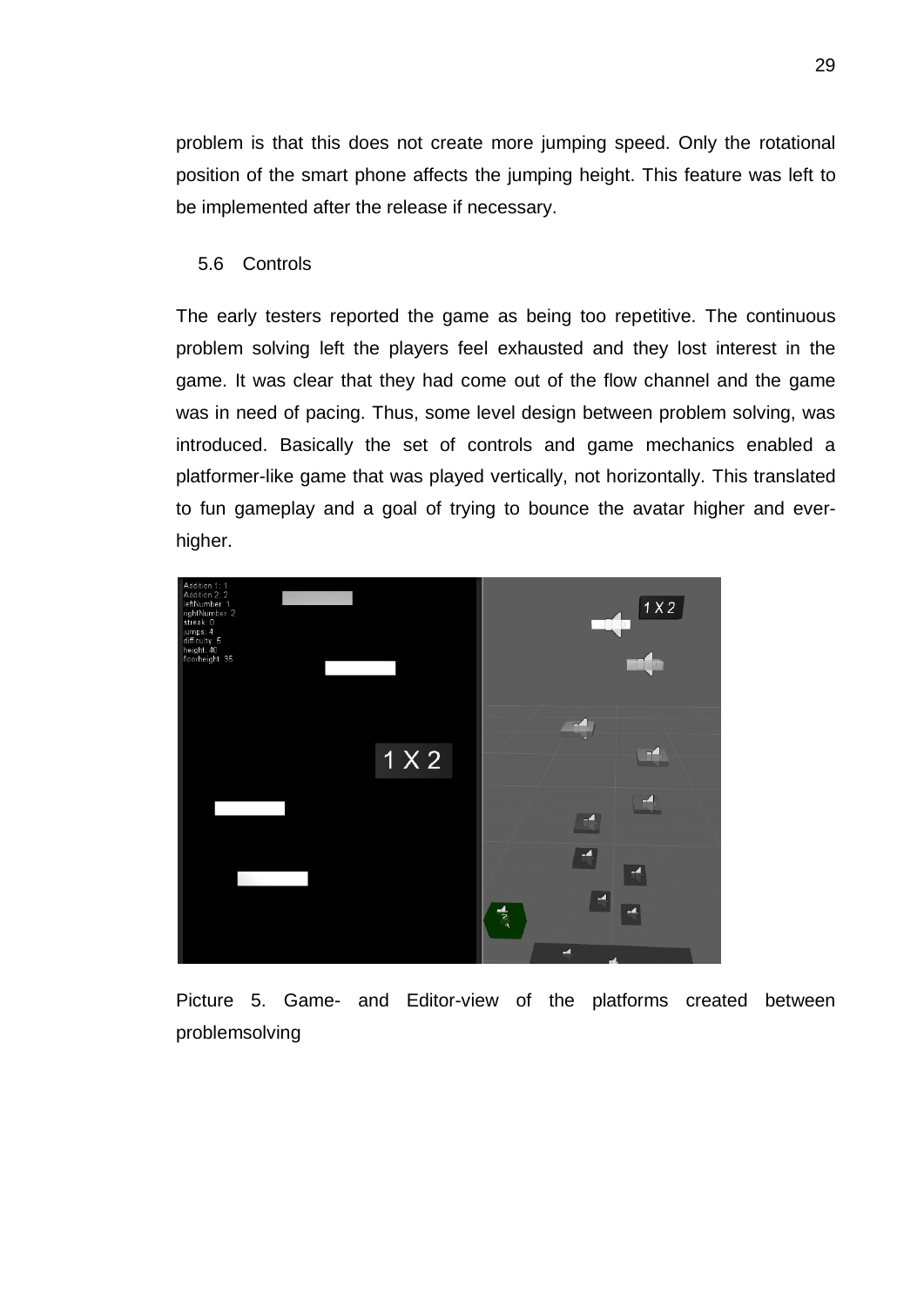problem is that this does not create more jumping speed. Only the rotational position of the smart phone affects the jumping height. This feature was left to be implemented after the release if necessary.

## 5.6 Controls

The early testers reported the game as being too repetitive. The continuous problem solving left the players feel exhausted and they lost interest in the game. It was clear that they had come out of the flow channel and the game was in need of pacing. Thus, some level design between problem solving, was introduced. Basically the set of controls and game mechanics enabled a platformer-like game that was played vertically, not horizontally. This translated to fun gameplay and a goal of trying to bounce the avatar higher and ever-higher.

Picture 5. Game- and Editor-view of the platforms created between problemsolving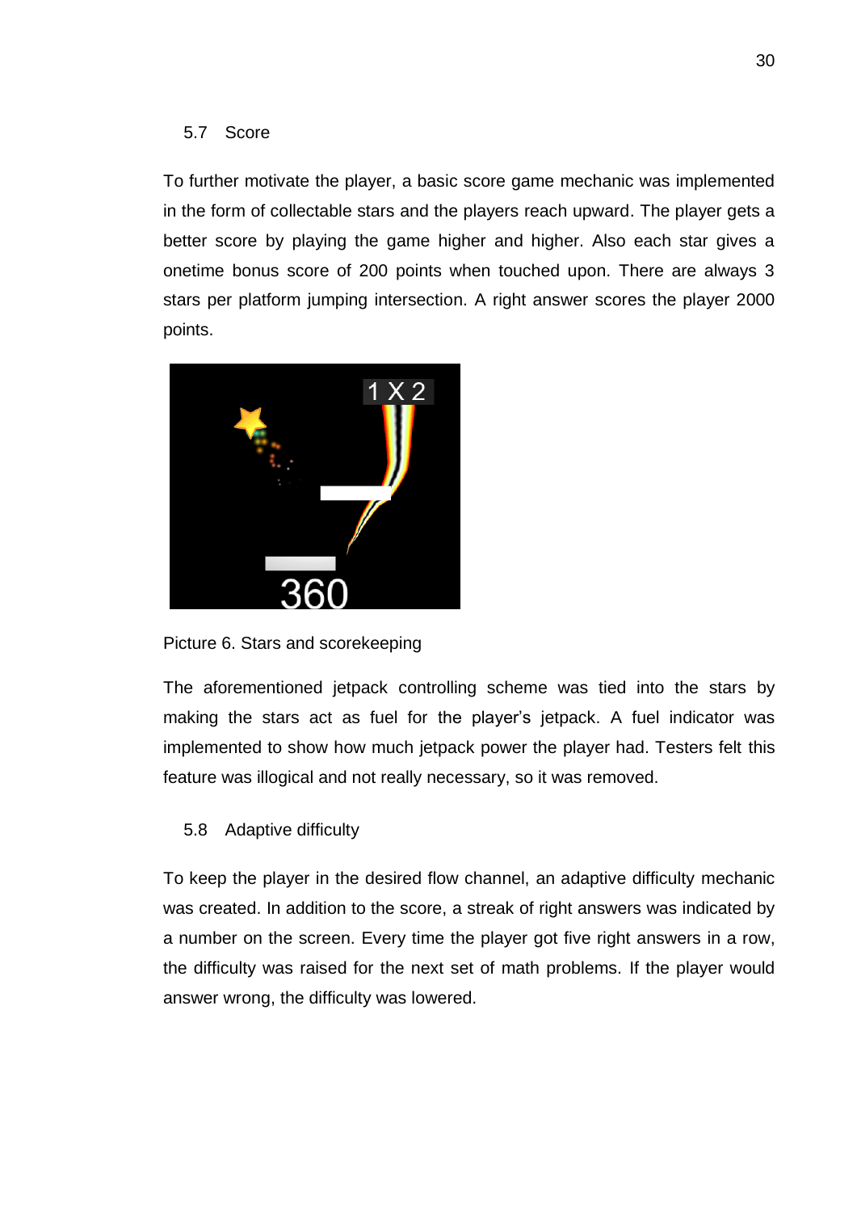## 5.7 Score

To further motivate the player, a basic score game mechanic was implemented in the form of collectable stars and the players reach upward. The player gets a better score by playing the game higher and higher. Also each star gives a onetime bonus score of 200 points when touched upon. There are always 3 stars per platform jumping intersection. A right answer scores the player 2000 points.

Picture 6. Stars and scorekeeping

The aforementioned jetpack controlling scheme was tied into the stars by making the stars act as fuel for the player's jetpack. A fuel indicator was implemented to show how much jetpack power the player had. Testers felt this feature was illogical and not really necessary, so it was removed.

## 5.8 Adaptive difficulty

To keep the player in the desired flow channel, an adaptive difficulty mechanic was created. In addition to the score, a streak of right answers was indicated by a number on the screen. Every time the player got five right answers in a row, the difficulty was raised for the next set of math problems. If the player would answer wrong, the difficulty was lowered.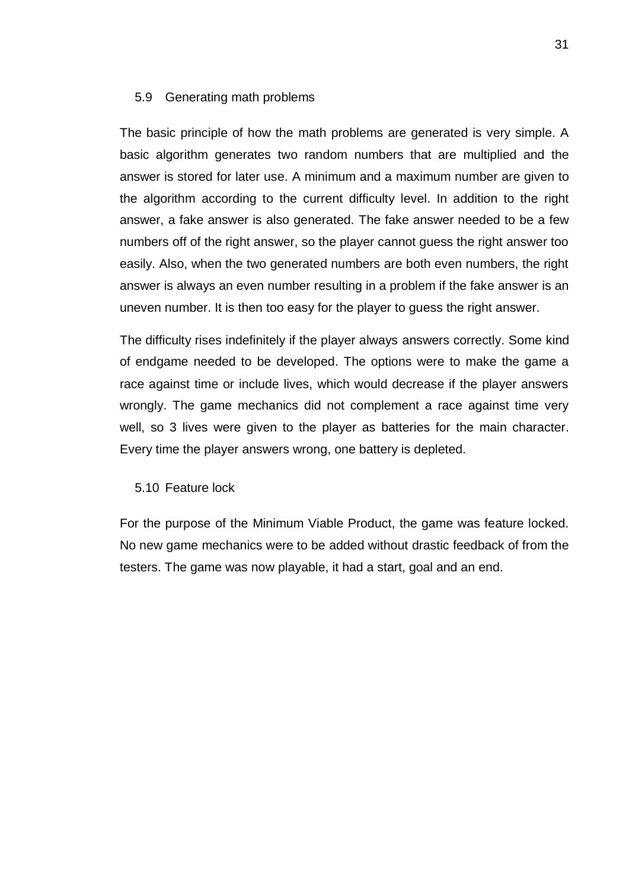## 5.9 Generating math problems

The basic principle of how the math problems are generated is very simple. A basic algorithm generates two random numbers that are multiplied and the answer is stored for later use. A minimum and a maximum number are given to the algorithm according to the current difficulty level. In addition to the right answer, a fake answer is also generated. The fake answer needed to be a few numbers off of the right answer, so the player cannot guess the right answer too easily. Also, when the two generated numbers are both even numbers, the right answer is always an even number resulting in a problem if the fake answer is an uneven number. It is then too easy for the player to guess the right answer.

The difficulty rises indefinitely if the player always answers correctly. Some kind of endgame needed to be developed. The options were to make the game a race against time or include lives, which would decrease if the player answers wrongly. The game mechanics did not complement a race against time very well, so 3 lives were given to the player as batteries for the main character. Every time the player answers wrong, one battery is depleted.

## 5.10 Feature lock

For the purpose of the Minimum Viable Product, the game was feature locked. No new game mechanics were to be added without drastic feedback of from the testers. The game was now playable, it had a start, goal and an end.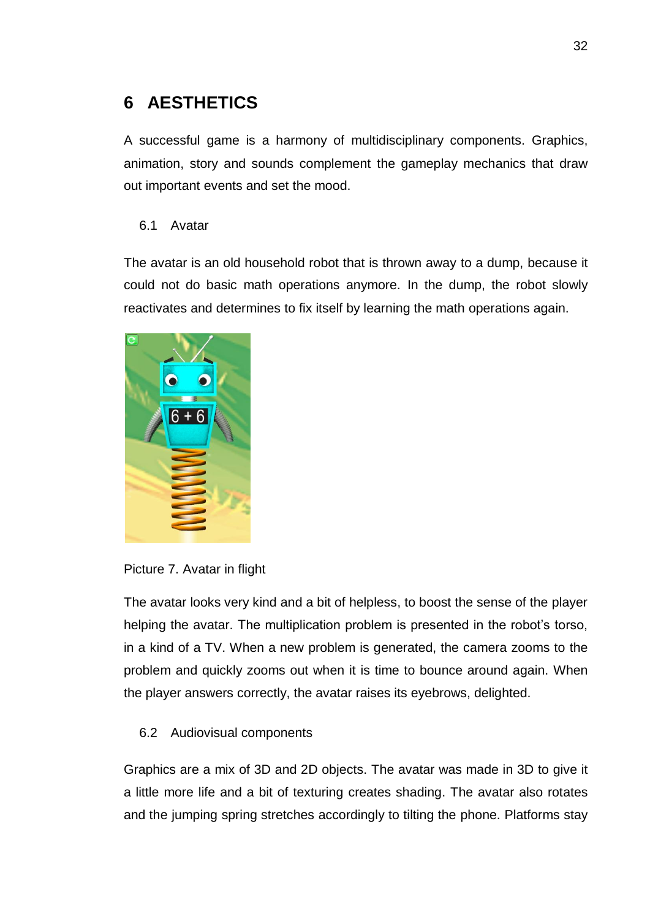# 6 AESTHETICS

A successful game is a harmony of multidisciplinary components. Graphics, animation, story and sounds complement the gameplay mechanics that draw out important events and set the mood.

## 6.1 Avatar

The avatar is an old household robot that is thrown away to a dump, because it could not do basic math operations anymore. In the dump, the robot slowly reactivates and determines to fix itself by learning the math operations again.

Picture 7. Avatar in flight

The avatar looks very kind and a bit of helpless, to boost the sense of the player helping the avatar. The multiplication problem is presented in the robot's torso, in a kind of a TV. When a new problem is generated, the camera zooms to the problem and quickly zooms out when it is time to bounce around again. When the player answers correctly, the avatar raises its eyebrows, delighted.

## 6.2 Audiovisual components

Graphics are a mix of 3D and 2D objects. The avatar was made in 3D to give it a little more life and a bit of texturing creates shading. The avatar also rotates and the jumping spring stretches accordingly to tilting the phone. Platforms stay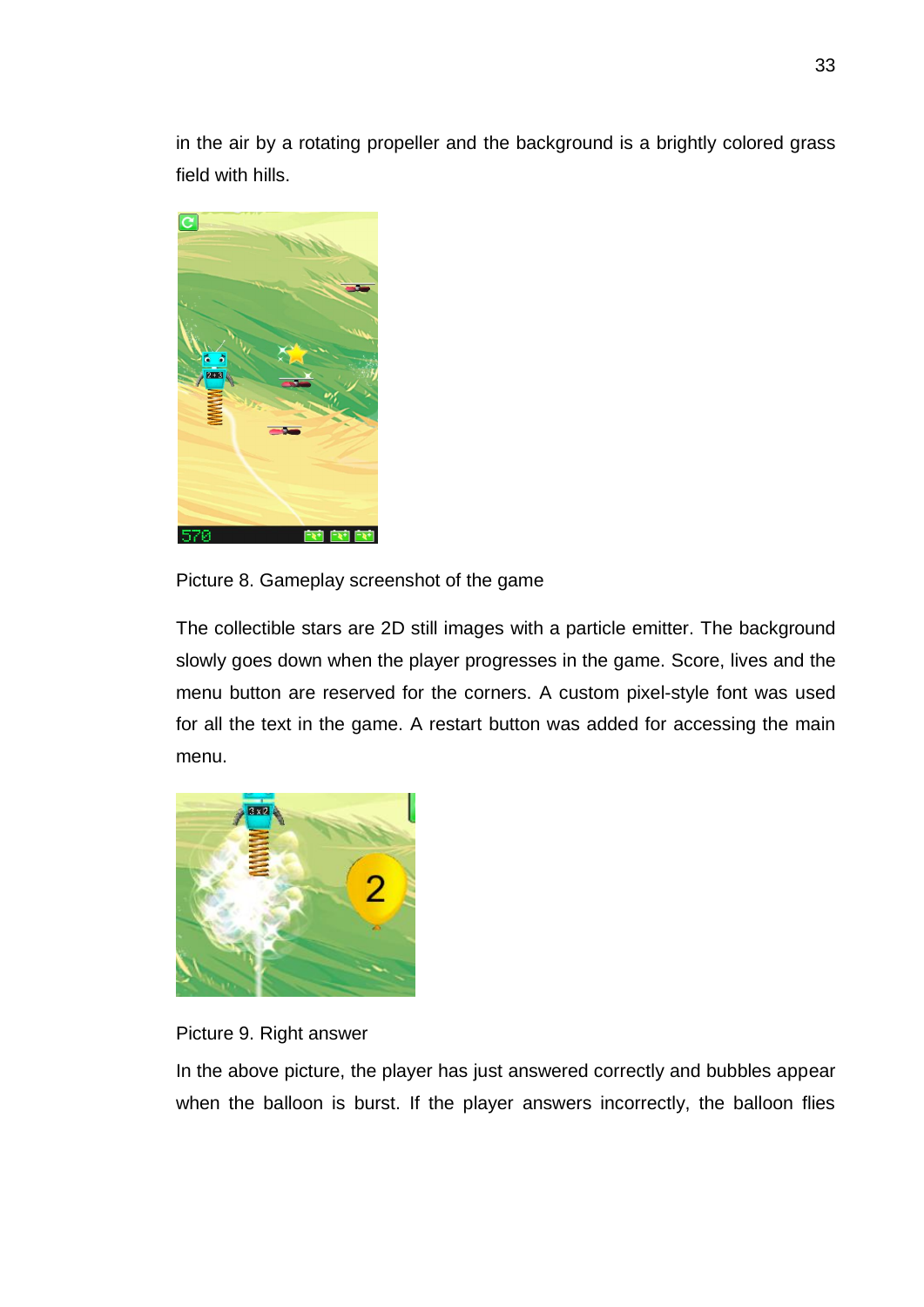in the air by a rotating propeller and the background is a brightly colored grass field with hills.

Picture 8. Gameplay screenshot of the game

The collectible stars are 2D still images with a particle emitter. The background slowly goes down when the player progresses in the game. Score, lives and the menu button are reserved for the corners. A custom pixel-style font was used for all the text in the game. A restart button was added for accessing the main menu.

Picture 9. Right answer

In the above picture, the player has just answered correctly and bubbles appear when the balloon is burst. If the player answers incorrectly, the balloon flies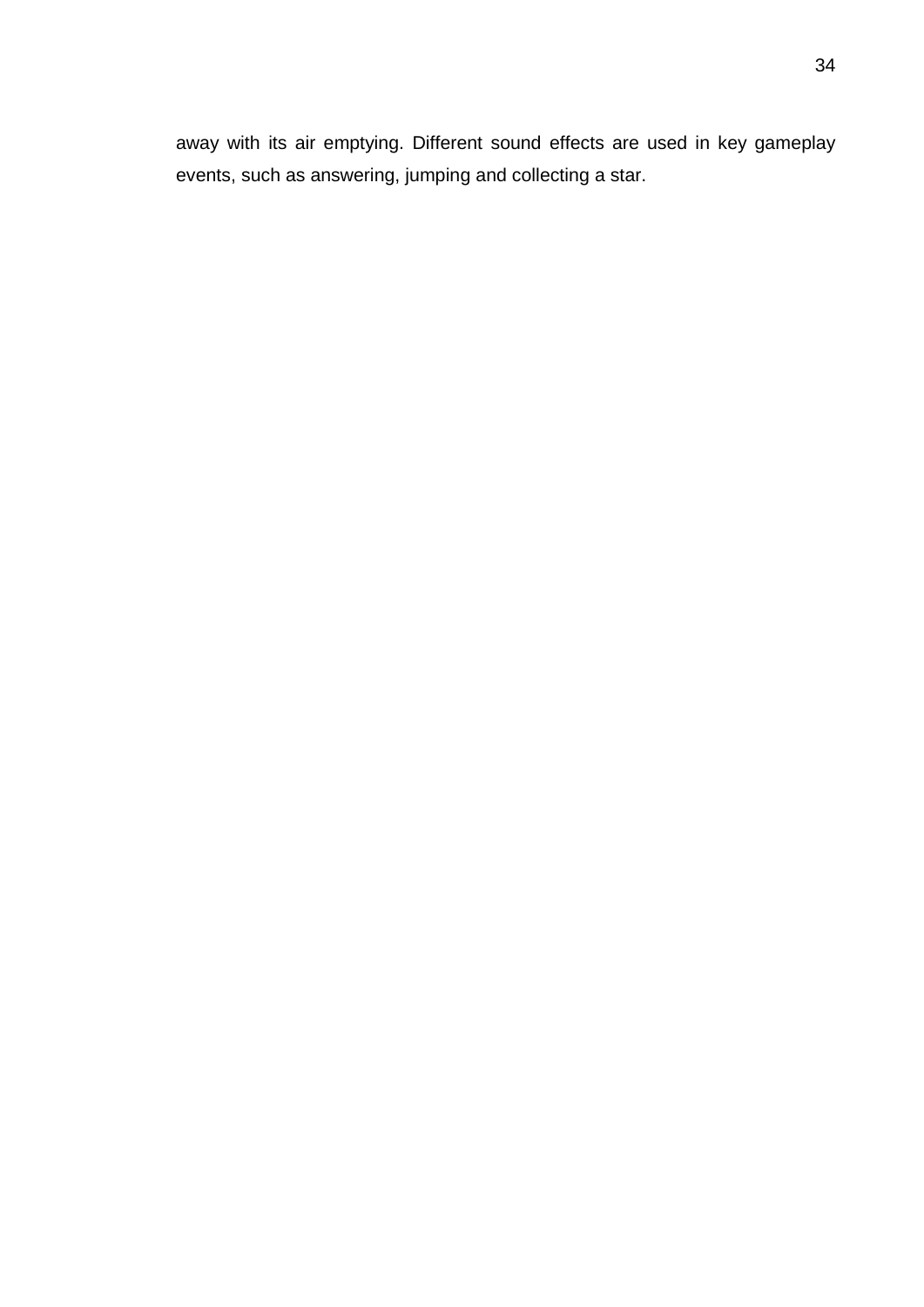away with its air emptying. Different sound effects are used in key gameplay events, such as answering, jumping and collecting a star.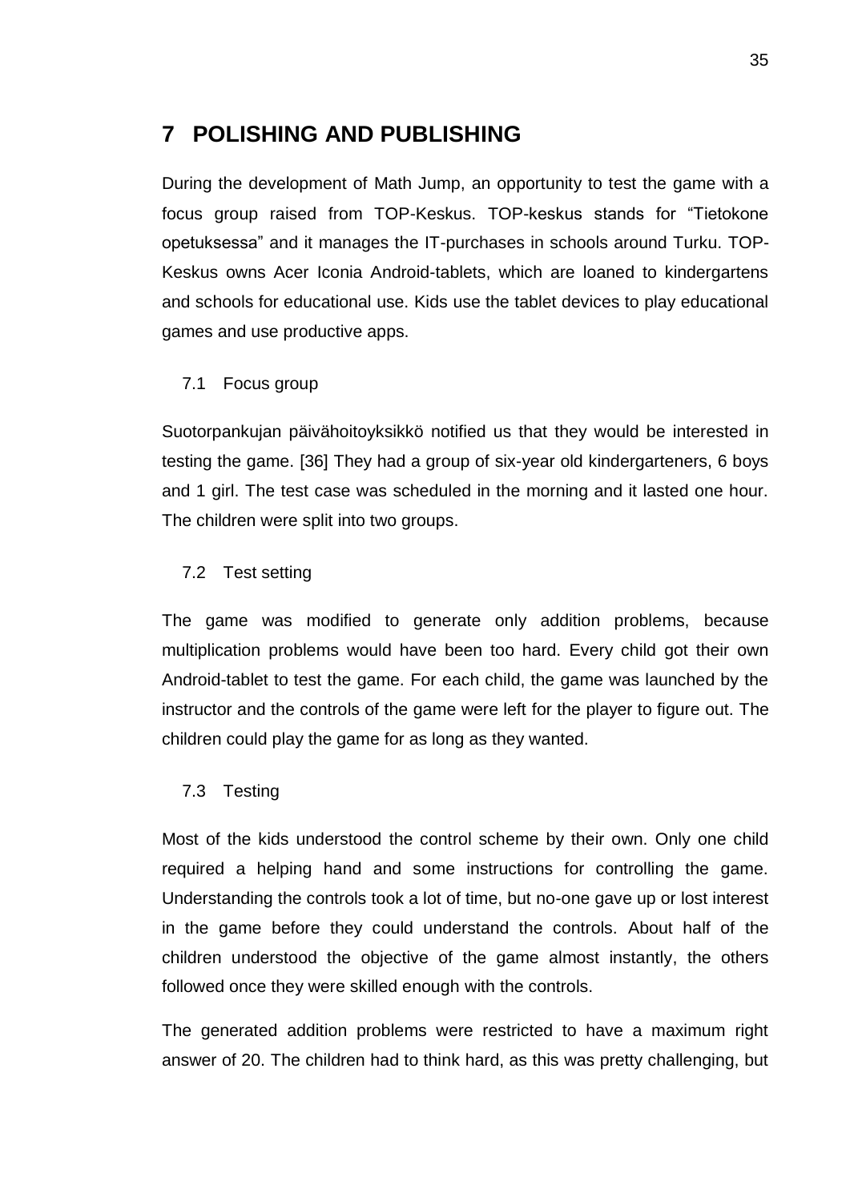# 7 POLISHING AND PUBLISHING

During the development of Math Jump, an opportunity to test the game with a focus group raised from TOP-Keskus. TOP-keskus stands for "Tietokone opetuksessa" and it manages the IT-purchases in schools around Turku. TOP-Keskus owns Acer Iconia Android-tablets, which are loaned to kindergartens and schools for educational use. Kids use the tablet devices to play educational games and use productive apps.

## 7.1 Focus group

Suotorpankujan päivähoitoyksikkö notified us that they would be interested in testing the game. [36] They had a group of six-year old kindergarteners, 6 boys and 1 girl. The test case was scheduled in the morning and it lasted one hour. The children were split into two groups.

## 7.2 Test setting

The game was modified to generate only addition problems, because multiplication problems would have been too hard. Every child got their own Android-tablet to test the game. For each child, the game was launched by the instructor and the controls of the game were left for the player to figure out. The children could play the game for as long as they wanted.

## 7.3 Testing

Most of the kids understood the control scheme by their own. Only one child required a helping hand and some instructions for controlling the game. Understanding the controls took a lot of time, but no-one gave up or lost interest in the game before they could understand the controls. About half of the children understood the objective of the game almost instantly, the others followed once they were skilled enough with the controls.

The generated addition problems were restricted to have a maximum right answer of 20. The children had to think hard, as this was pretty challenging, but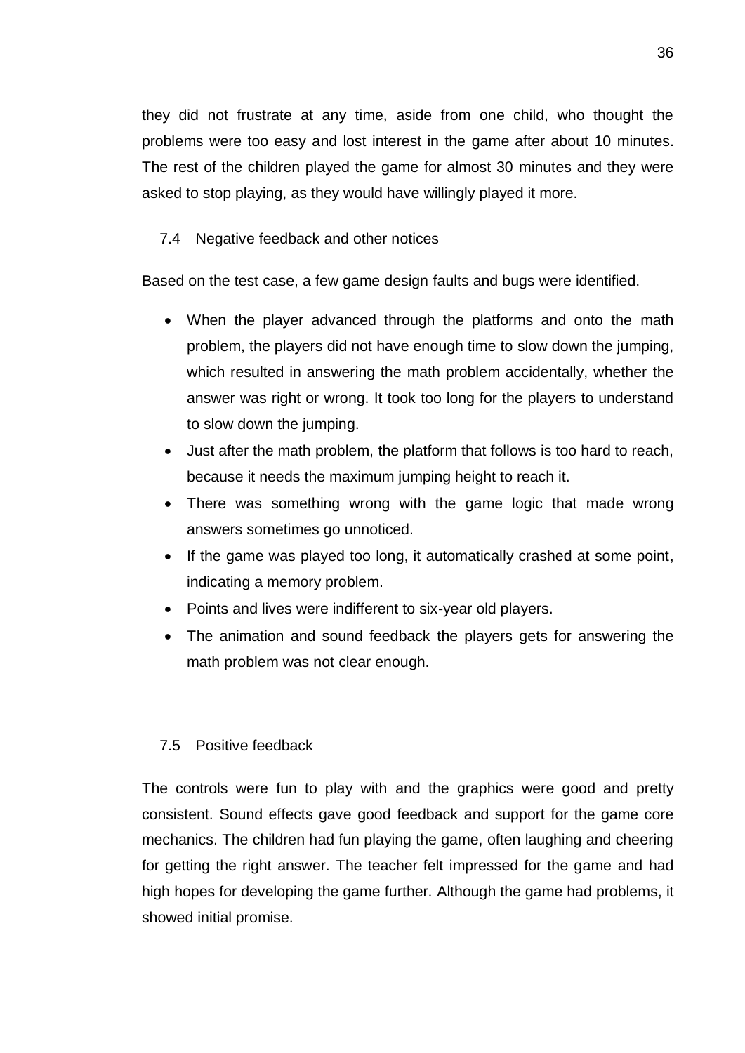they did not frustrate at any time, aside from one child, who thought the problems were too easy and lost interest in the game after about 10 minutes. The rest of the children played the game for almost 30 minutes and they were asked to stop playing, as they would have willingly played it more.

## 7.4 Negative feedback and other notices

Based on the test case, a few game design faults and bugs were identified.

- When the player advanced through the platforms and onto the math problem, the players did not have enough time to slow down the jumping, which resulted in answering the math problem accidentally, whether the answer was right or wrong. It took too long for the players to understand to slow down the jumping.
- Just after the math problem, the platform that follows is too hard to reach, because it needs the maximum jumping height to reach it.
- There was something wrong with the game logic that made wrong answers sometimes go unnoticed.
- If the game was played too long, it automatically crashed at some point, indicating a memory problem.
- Points and lives were indifferent to six-year old players.
- The animation and sound feedback the players gets for answering the math problem was not clear enough.

## 7.5 Positive feedback

The controls were fun to play with and the graphics were good and pretty consistent. Sound effects gave good feedback and support for the game core mechanics. The children had fun playing the game, often laughing and cheering for getting the right answer. The teacher felt impressed for the game and had high hopes for developing the game further. Although the game had problems, it showed initial promise.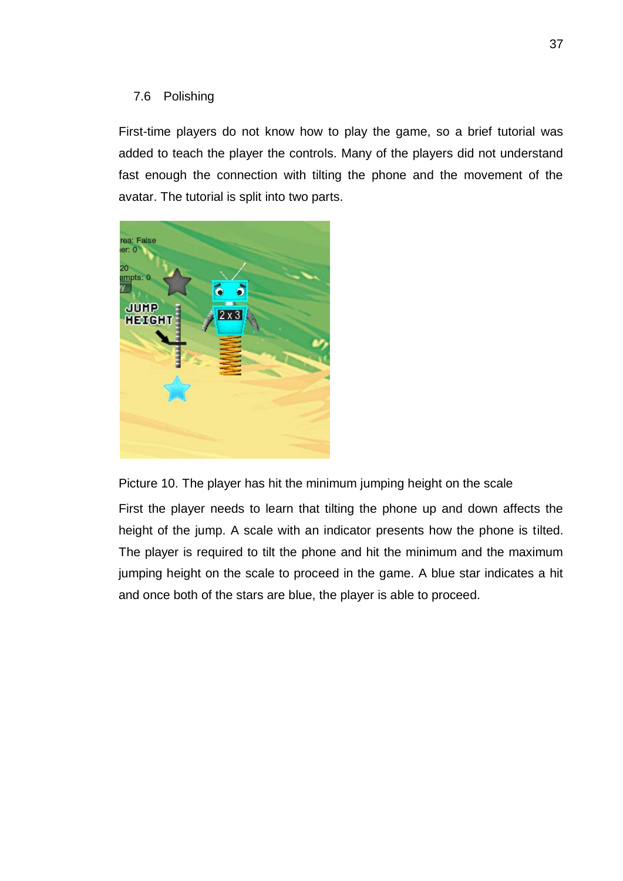## 7.6 Polishing

First-time players do not know how to play the game, so a brief tutorial was added to teach the player the controls. Many of the players did not understand fast enough the connection with tilting the phone and the movement of the avatar. The tutorial is split into two parts.

Picture 10. The player has hit the minimum jumping height on the scale

First the player needs to learn that tilting the phone up and down affects the height of the jump. A scale with an indicator presents how the phone is tilted. The player is required to tilt the phone and hit the minimum and the maximum jumping height on the scale to proceed in the game. A blue star indicates a hit and once both of the stars are blue, the player is able to proceed.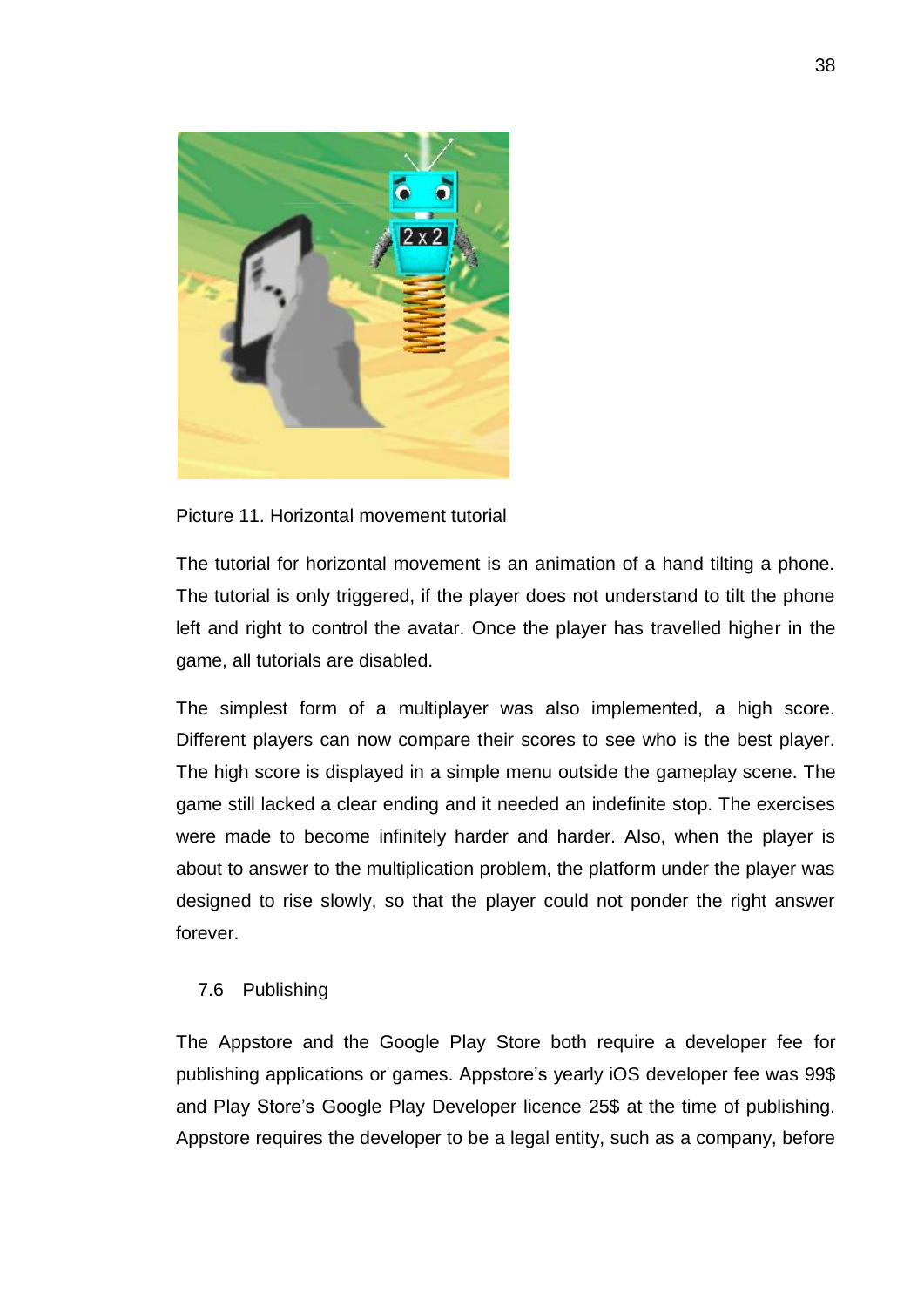Picture 11. Horizontal movement tutorial

The tutorial for horizontal movement is an animation of a hand tilting a phone. The tutorial is only triggered, if the player does not understand to tilt the phone left and right to control the avatar. Once the player has travelled higher in the game, all tutorials are disabled.

The simplest form of a multiplayer was also implemented, a high score. Different players can now compare their scores to see who is the best player. The high score is displayed in a simple menu outside the gameplay scene. The game still lacked a clear ending and it needed an indefinite stop. The exercises were made to become infinitely harder and harder. Also, when the player is about to answer to the multiplication problem, the platform under the player was designed to rise slowly, so that the player could not ponder the right answer forever.

## 7.6 Publishing

The Appstore and the Google Play Store both require a developer fee for publishing applications or games. Appstore's yearly iOS developer fee was 99$ and Play Store's Google Play Developer licence 25$ at the time of publishing. Appstore requires the developer to be a legal entity, such as a company, before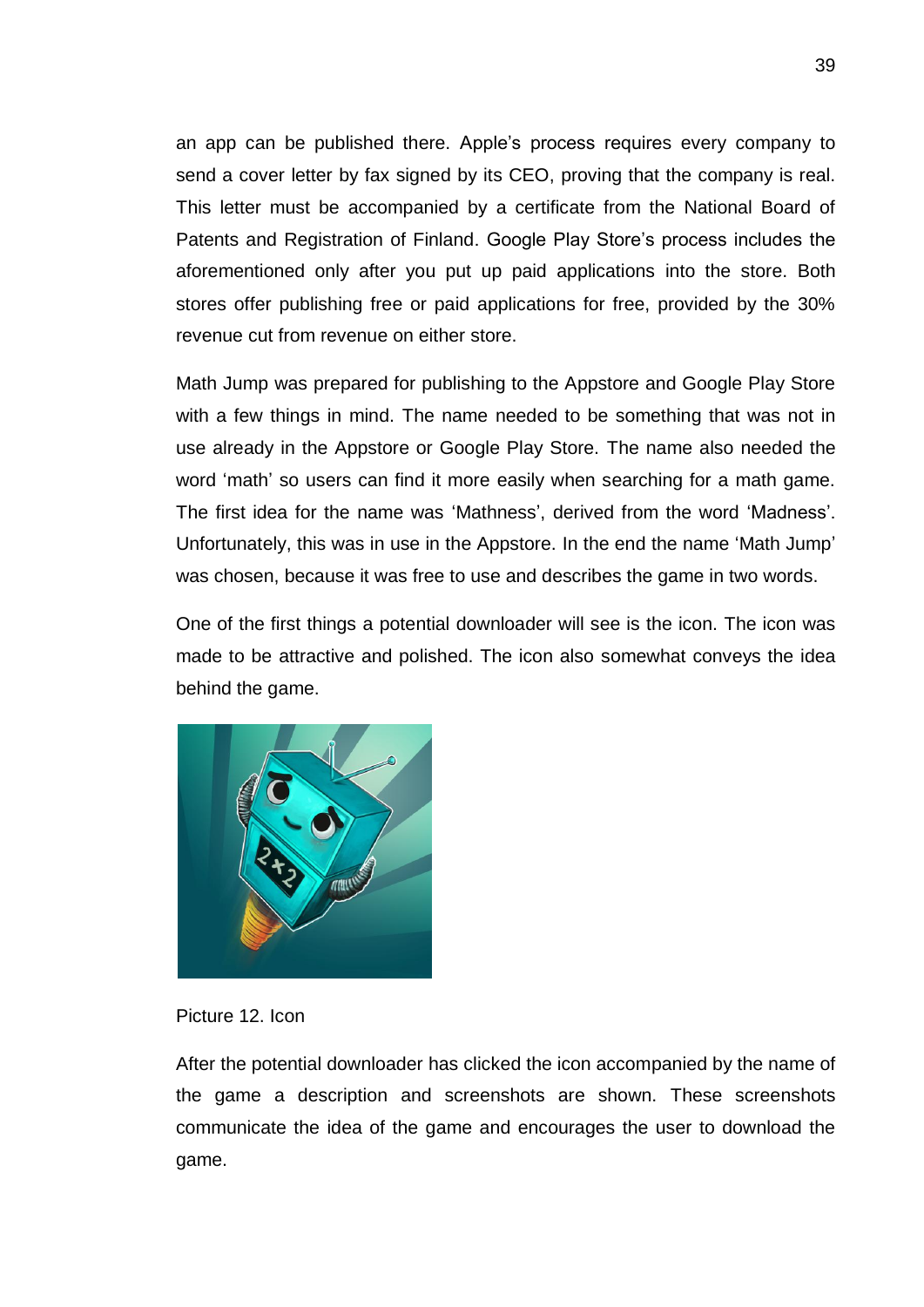an app can be published there. Apple's process requires every company to send a cover letter by fax signed by its CEO, proving that the company is real. This letter must be accompanied by a certificate from the National Board of Patents and Registration of Finland. Google Play Store's process includes the aforementioned only after you put up paid applications into the store. Both stores offer publishing free or paid applications for free, provided by the 30% revenue cut from revenue on either store.

Math Jump was prepared for publishing to the Appstore and Google Play Store with a few things in mind. The name needed to be something that was not in use already in the Appstore or Google Play Store. The name also needed the word 'math' so users can find it more easily when searching for a math game. The first idea for the name was 'Mathness', derived from the word 'Madness'. Unfortunately, this was in use in the Appstore. In the end the name 'Math Jump' was chosen, because it was free to use and describes the game in two words.

One of the first things a potential downloader will see is the icon. The icon was made to be attractive and polished. The icon also somewhat conveys the idea behind the game.

Picture 12. Icon

After the potential downloader has clicked the icon accompanied by the name of the game a description and screenshots are shown. These screenshots communicate the idea of the game and encourages the user to download the game.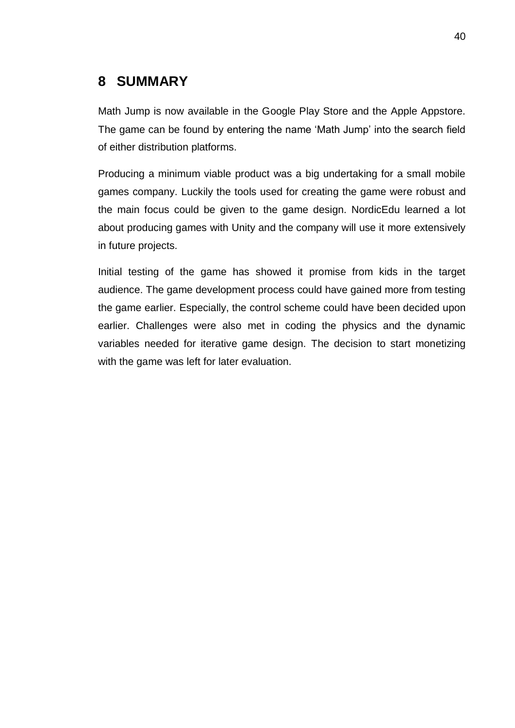# 8 SUMMARY

Math Jump is now available in the Google Play Store and the Apple Appstore. The game can be found by entering the name 'Math Jump' into the search field of either distribution platforms.

Producing a minimum viable product was a big undertaking for a small mobile games company. Luckily the tools used for creating the game were robust and the main focus could be given to the game design. NordicEdu learned a lot about producing games with Unity and the company will use it more extensively in future projects.

Initial testing of the game has showed it promise from kids in the target audience. The game development process could have gained more from testing the game earlier. Especially, the control scheme could have been decided upon earlier. Challenges were also met in coding the physics and the dynamic variables needed for iterative game design. The decision to start monetizing with the game was left for later evaluation.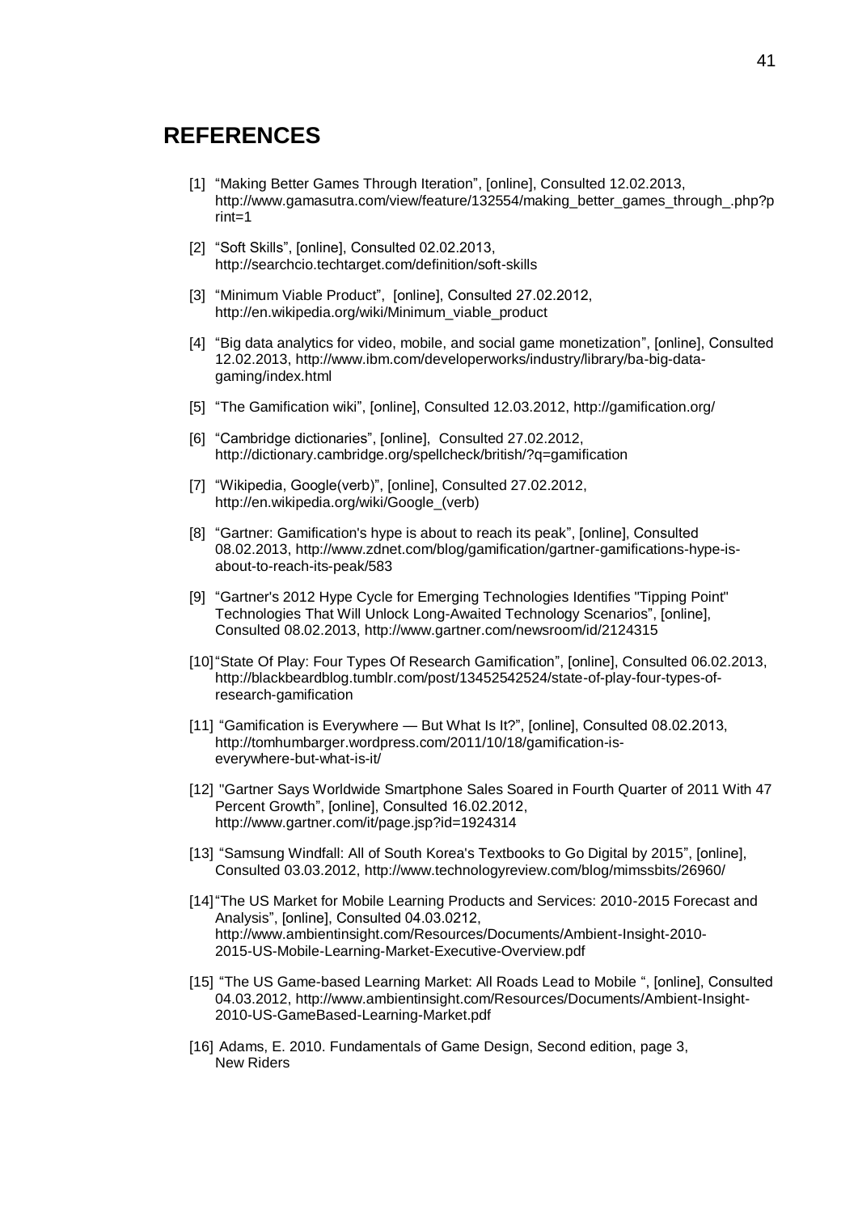# REFERENCES

[1] "Making Better Games Through Iteration", [online], Consulted 12.02.2013, http://www.gamasutra.com/view/feature/132554/making_better_games_through_.php?print=1

[2] "Soft Skills", [online], Consulted 02.02.2013, http://searchcio.techtarget.com/definition/soft-skills

[3] "Minimum Viable Product", [online], Consulted 27.02.2012, http://en.wikipedia.org/wiki/Minimum_viable_product

[4] "Big data analytics for video, mobile, and social game monetization", [online], Consulted 12.02.2013, http://www.ibm.com/developerworks/industry/library/ba-big-data-gaming/index.html

[5] "The Gamification wiki", [online], Consulted 12.03.2012, http://gamification.org/

[6] "Cambridge dictionaries", [online], Consulted 27.02.2012, http://dictionary.cambridge.org/spellcheck/british/?q=gamification

[7] "Wikipedia, Google(verb)", [online], Consulted 27.02.2012, http://en.wikipedia.org/wiki/Google_(verb)

[8] "Gartner: Gamification's hype is about to reach its peak", [online], Consulted 08.02.2013, http://www.zdnet.com/blog/gamification/gartner-gamifications-hype-is-about-to-reach-its-peak/583

[9] "Gartner's 2012 Hype Cycle for Emerging Technologies Identifies "Tipping Point" Technologies That Will Unlock Long-Awaited Technology Scenarios", [online], Consulted 08.02.2013, http://www.gartner.com/newsroom/id/2124315

[10] "State Of Play: Four Types Of Research Gamification", [online], Consulted 06.02.2013, http://blackbeardblog.tumblr.com/post/13452542524/state-of-play-four-types-of-research-gamification

[11] "Gamification is Everywhere — But What Is It?", [online], Consulted 08.02.2013, http://tomhumbarger.wordpress.com/2011/10/18/gamification-is-everywhere-but-what-is-it/

[12] "Gartner Says Worldwide Smartphone Sales Soared in Fourth Quarter of 2011 With 47 Percent Growth", [online], Consulted 16.02.2012, http://www.gartner.com/it/page.jsp?id=1924314

[13] "Samsung Windfall: All of South Korea's Textbooks to Go Digital by 2015", [online], Consulted 03.03.2012, http://www.technologyreview.com/blog/mimssbits/26960/

[14] "The US Market for Mobile Learning Products and Services: 2010-2015 Forecast and Analysis", [online], Consulted 04.03.0212, http://www.ambientinsight.com/Resources/Documents/Ambient-Insight-2010-2015-US-Mobile-Learning-Market-Executive-Overview.pdf

[15] "The US Game-based Learning Market: All Roads Lead to Mobile ", [online], Consulted 04.03.2012, http://www.ambientinsight.com/Resources/Documents/Ambient-Insight-2010-US-GameBased-Learning-Market.pdf

[16] Adams, E. 2010. Fundamentals of Game Design, Second edition, page 3, New Riders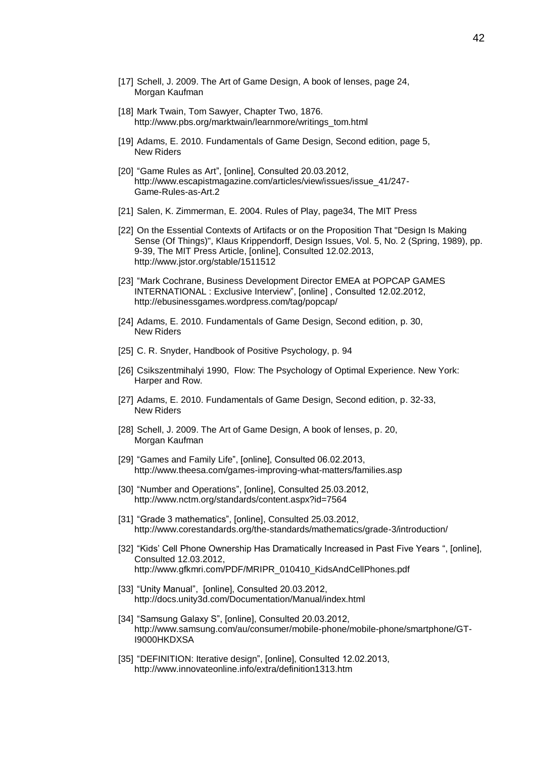[17] Schell, J. 2009. The Art of Game Design, A book of lenses, page 24, Morgan Kaufman

[18] Mark Twain, Tom Sawyer, Chapter Two, 1876. http://www.pbs.org/marktwain/learnmore/writings_tom.html

[19] Adams, E. 2010. Fundamentals of Game Design, Second edition, page 5, New Riders

[20] “Game Rules as Art”, [online], Consulted 20.03.2012, http://www.escapistmagazine.com/articles/view/issues/issue_41/247-Game-Rules-as-Art.2

[21] Salen, K. Zimmerman, E. 2004. Rules of Play, page34, The MIT Press

[22] On the Essential Contexts of Artifacts or on the Proposition That "Design Is Making Sense (Of Things)", Klaus Krippendorff, Design Issues, Vol. 5, No. 2 (Spring, 1989), pp. 9-39, The MIT Press Article, [online], Consulted 12.02.2013, http://www.jstor.org/stable/1511512

[23] “Mark Cochrane, Business Development Director EMEA at POPCAP GAMES INTERNATIONAL : Exclusive Interview”, [online] , Consulted 12.02.2012, http://ebusinessgames.wordpress.com/tag/popcap/

[24] Adams, E. 2010. Fundamentals of Game Design, Second edition, p. 30, New Riders

[25] C. R. Snyder, Handbook of Positive Psychology, p. 94

[26] Csikszentmihalyi 1990, Flow: The Psychology of Optimal Experience. New York: Harper and Row.

[27] Adams, E. 2010. Fundamentals of Game Design, Second edition, p. 32-33, New Riders

[28] Schell, J. 2009. The Art of Game Design, A book of lenses, p. 20, Morgan Kaufman

[29] “Games and Family Life”, [online], Consulted 06.02.2013, http://www.theesa.com/games-improving-what-matters/families.asp

[30] “Number and Operations”, [online], Consulted 25.03.2012, http://www.nctm.org/standards/content.aspx?id=7564

[31] “Grade 3 mathematics”, [online], Consulted 25.03.2012, http://www.corestandards.org/the-standards/mathematics/grade-3/introduction/

[32] “Kids’ Cell Phone Ownership Has Dramatically Increased in Past Five Years “, [online], Consulted 12.03.2012, http://www.gfkmri.com/PDF/MRIPR_010410_KidsAndCellPhones.pdf

[33] “Unity Manual”, [online], Consulted 20.03.2012, http://docs.unity3d.com/Documentation/Manual/index.html

[34] “Samsung Galaxy S”, [online], Consulted 20.03.2012, http://www.samsung.com/au/consumer/mobile-phone/mobile-phone/smartphone/GT-I9000HKDXSA

[35] “DEFINITION: Iterative design”, [online], Consulted 12.02.2013, http://www.innovateonline.info/extra/definition1313.htm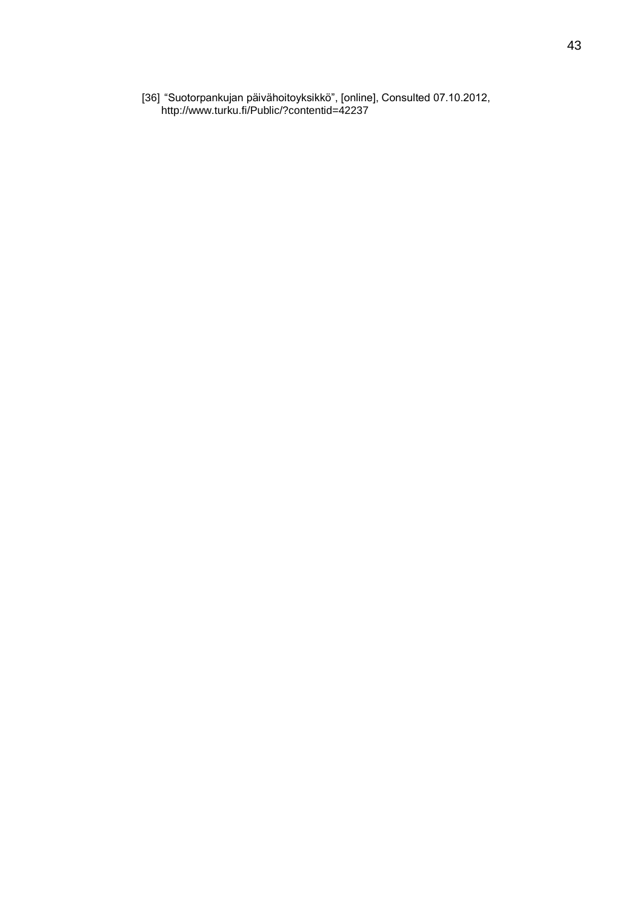[36] “Suotorpankujan päivähoitoyksikkö”, [online], Consulted 07.10.2012, http://www.turku.fi/Public/?contentid=42237